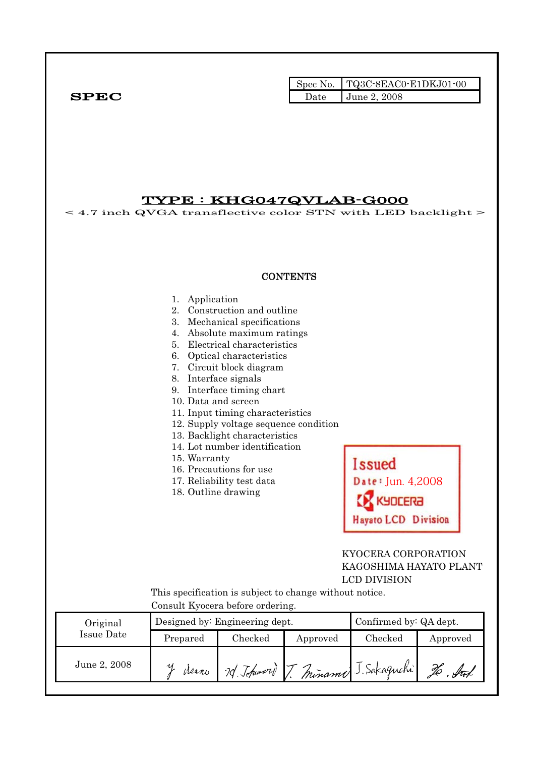**SPEC**

| Spec No. | TQ3C-8EAC0-E1DKJ01-00 |
|---|---|
| Date | June 2, 2008 |

# TYPE : KHG047QVLAB-G000

< 4.7 inch QVGA transflective color STN with LED backlight >

## CONTENTS

1. Application
2. Construction and outline
3. Mechanical specifications
4. Absolute maximum ratings
5. Electrical characteristics
6. Optical characteristics
7. Circuit block diagram
8. Interface signals
9. Interface timing chart
10. Data and screen
11. Input timing characteristics
12. Supply voltage sequence condition
13. Backlight characteristics
14. Lot number identification
15. Warranty
16. Precautions for use
17. Reliability test data
18. Outline drawing

Issued
Date : Jun. 4,2008
KYOCERA
Hayato LCD Division

KYOCERA CORPORATION
KAGOSHIMA HAYATO PLANT
LCD DIVISION

This specification is subject to change without notice.
Consult Kyocera before ordering.

| Original Issue Date | Designed by: Engineering dept. | | | Confirmed by: QA dept. | |
|---|---|---|---|---|---|
| | Prepared | Checked | Approved | Checked | Approved |
| June 2, 2008 | Y. Asano | M. Tokumori | T. Minami | J. Sakaguchi | H. Sat |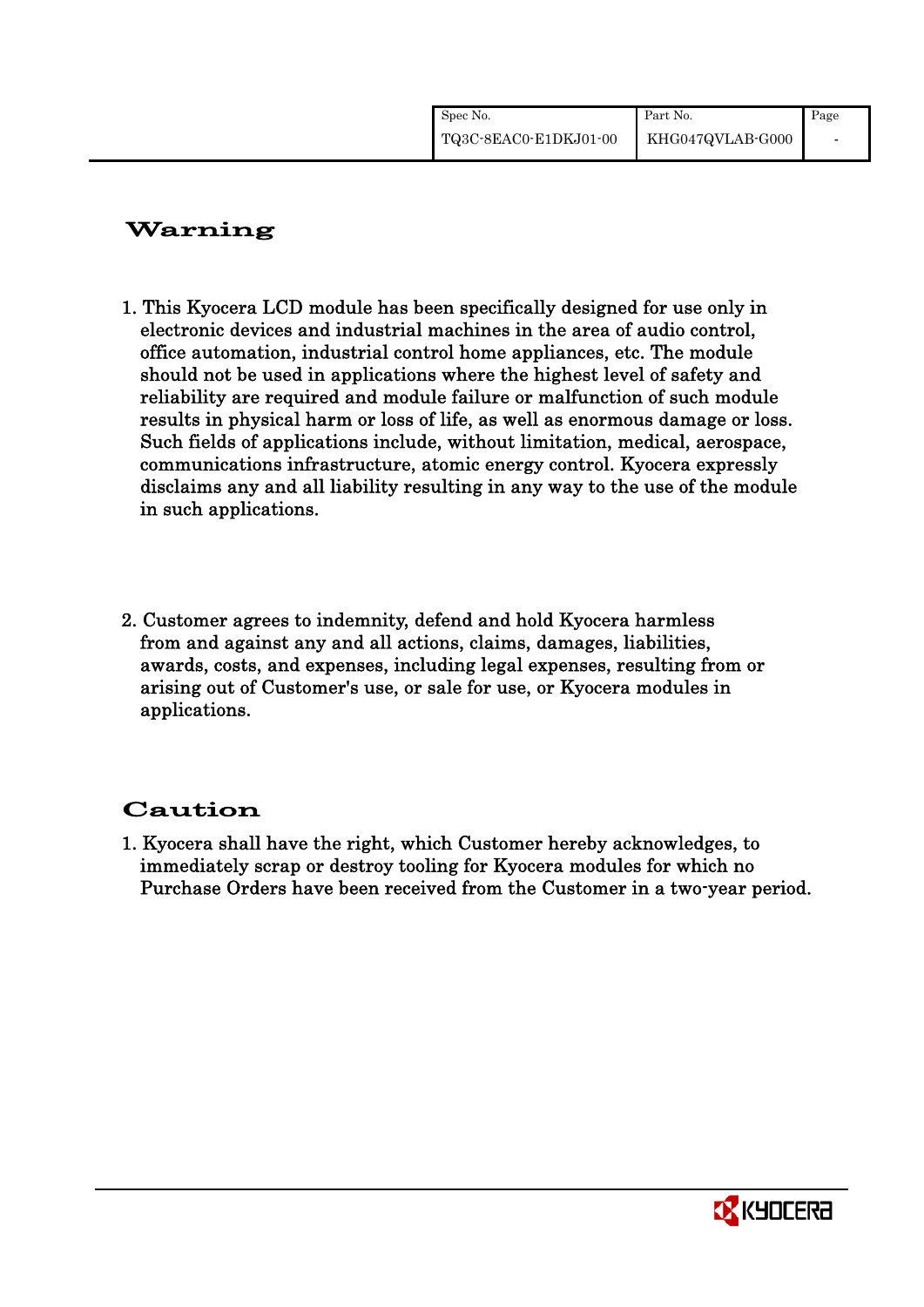## Warning

1. This Kyocera LCD module has been specifically designed for use only in electronic devices and industrial machines in the area of audio control, office automation, industrial control home appliances, etc. The module should not be used in applications where the highest level of safety and reliability are required and module failure or malfunction of such module results in physical harm or loss of life, as well as enormous damage or loss. Such fields of applications include, without limitation, medical, aerospace, communications infrastructure, atomic energy control. Kyocera expressly disclaims any and all liability resulting in any way to the use of the module in such applications.

2. Customer agrees to indemnity, defend and hold Kyocera harmless from and against any and all actions, claims, damages, liabilities, awards, costs, and expenses, including legal expenses, resulting from or arising out of Customer's use, or sale for use, or Kyocera modules in applications.

## Caution

1. Kyocera shall have the right, which Customer hereby acknowledges, to immediately scrap or destroy tooling for Kyocera modules for which no Purchase Orders have been received from the Customer in a two-year period.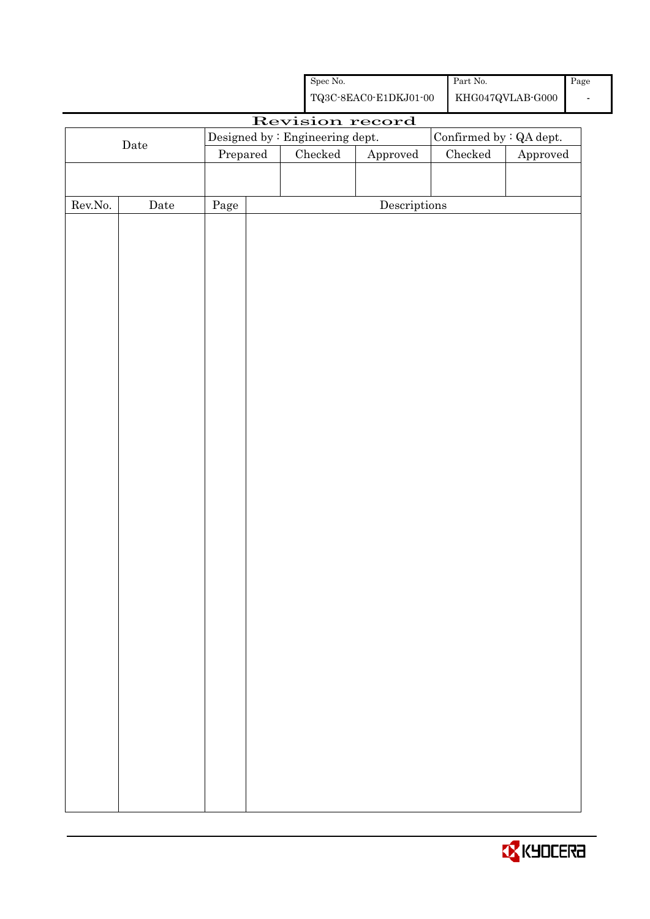| Spec No. | Part No. | Page |
|---|---|---|
| TQ3C-8EAC0-E1DKJ01-00 | KHG047QVLAB-G000 | - |

# Revision record

| Date | Designed by : Engineering dept. | | | Confirmed by : QA dept. | |
|---|---|---|---|---|---|
| | Prepared | Checked | Approved | Checked | Approved |
| | | | | | |

| Rev.No. | Date | Page | Descriptions |
|---|---|---|---|
| | | | |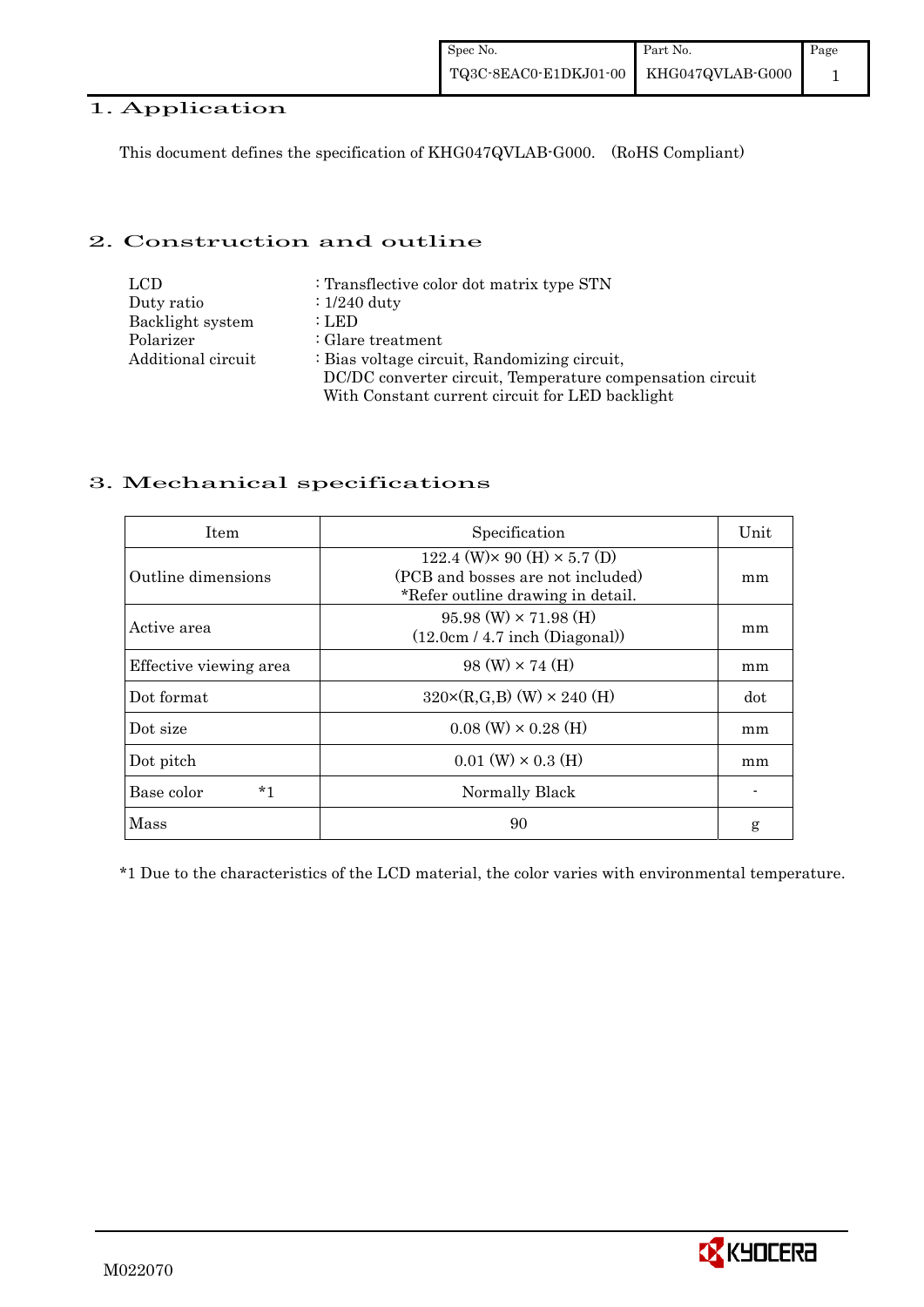## 1. Application

This document defines the specification of KHG047QVLAB-G000. (RoHS Compliant)

## 2. Construction and outline

| | |
|---|---|
| LCD | : Transflective color dot matrix type STN |
| Duty ratio | : 1/240 duty |
| Backlight system | : LED |
| Polarizer | : Glare treatment |
| Additional circuit | : Bias voltage circuit, Randomizing circuit, DC/DC converter circuit, Temperature compensation circuit With Constant current circuit for LED backlight |

## 3. Mechanical specifications

| Item | Specification | Unit |
|---|---|---|
| Outline dimensions | 122.4 (W)× 90 (H) × 5.7 (D)<br>(PCB and bosses are not included)<br>*Refer outline drawing in detail. | mm |
| Active area | 95.98 (W) × 71.98 (H)<br>(12.0cm / 4.7 inch (Diagonal)) | mm |
| Effective viewing area | 98 (W) × 74 (H) | mm |
| Dot format | 320×(R,G,B) (W) × 240 (H) | dot |
| Dot size | 0.08 (W) × 0.28 (H) | mm |
| Dot pitch | 0.01 (W) × 0.3 (H) | mm |
| Base color *1 | Normally Black | - |
| Mass | 90 | g |

*1 Due to the characteristics of the LCD material, the color varies with environmental temperature.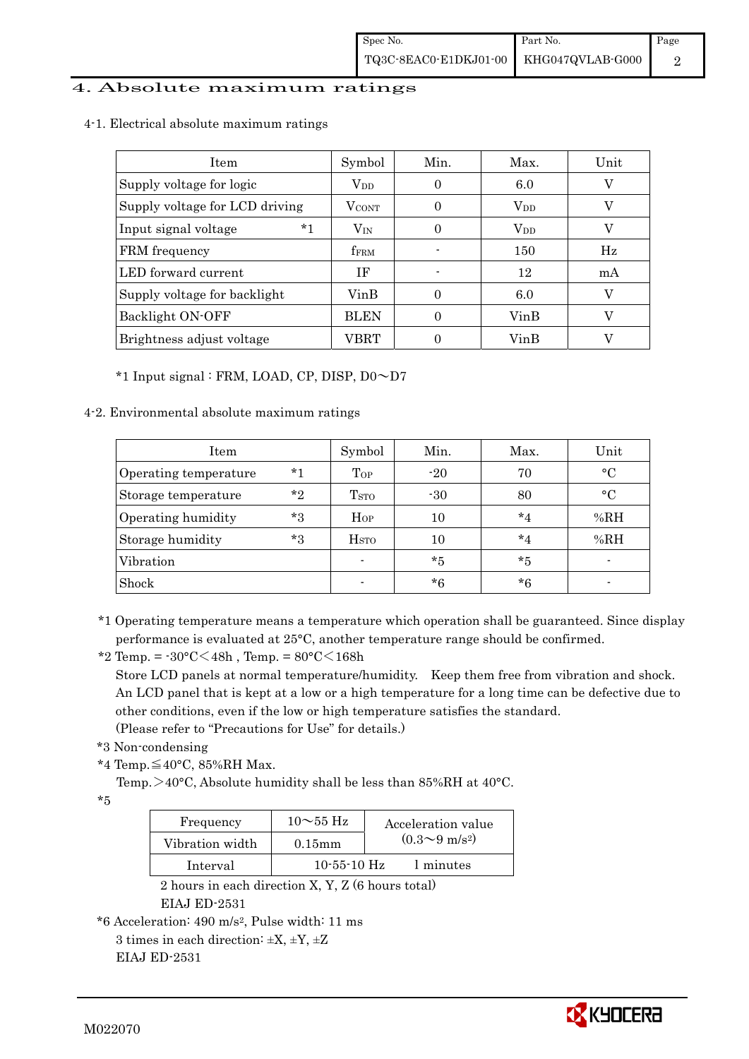# 4. Absolute maximum ratings

4-1. Electrical absolute maximum ratings

| Item | Symbol | Min. | Max. | Unit |
|---|---|---|---|---|
| Supply voltage for logic | $V_{DD}$ | 0 | 6.0 | V |
| Supply voltage for LCD driving | $V_{CONT}$ | 0 | $V_{DD}$ | V |
| Input signal voltage *1 | $V_{IN}$ | 0 | $V_{DD}$ | V |
| FRM frequency | $f_{FRM}$ | - | 150 | Hz |
| LED forward current | IF | - | 12 | mA |
| Supply voltage for backlight | VinB | 0 | 6.0 | V |
| Backlight ON-OFF | BLEN | 0 | VinB | V |
| Brightness adjust voltage | VBRT | 0 | VinB | V |

*1 Input signal : FRM, LOAD, CP, DISP, D0～D7

4-2. Environmental absolute maximum ratings

| Item | Symbol | Min. | Max. | Unit |
|---|---|---|---|---|
| Operating temperature *1 | $T_{OP}$ | -20 | 70 | °C |
| Storage temperature *2 | $T_{STO}$ | -30 | 80 | °C |
| Operating humidity *3 | $H_{OP}$ | 10 | *4 | %RH |
| Storage humidity *3 | $H_{STO}$ | 10 | *4 | %RH |
| Vibration | - | *5 | *5 | - |
| Shock | - | *6 | *6 | - |

*1 Operating temperature means a temperature which operation shall be guaranteed. Since display performance is evaluated at 25°C, another temperature range should be confirmed.

*2 Temp. = -30°C＜48h , Temp. = 80°C＜168h
Store LCD panels at normal temperature/humidity. Keep them free from vibration and shock. An LCD panel that is kept at a low or a high temperature for a long time can be defective due to other conditions, even if the low or high temperature satisfies the standard.
(Please refer to "Precautions for Use" for details.)

*3 Non-condensing

*4 Temp.≦40°C, 85%RH Max.
Temp.＞40°C, Absolute humidity shall be less than 85%RH at 40°C.

*5

| Frequency | 10～55 Hz | Acceleration value ($0.3$～$9$ m/s$^2$) |
|---|---|---|
| Vibration width | 0.15mm | |
| Interval | 10-55-10 Hz | 1 minutes |

2 hours in each direction X, Y, Z (6 hours total)
EIAJ ED-2531

*6 Acceleration: 490 m/s$^2$, Pulse width: 11 ms
3 times in each direction: ±X, ±Y, ±Z
EIAJ ED-2531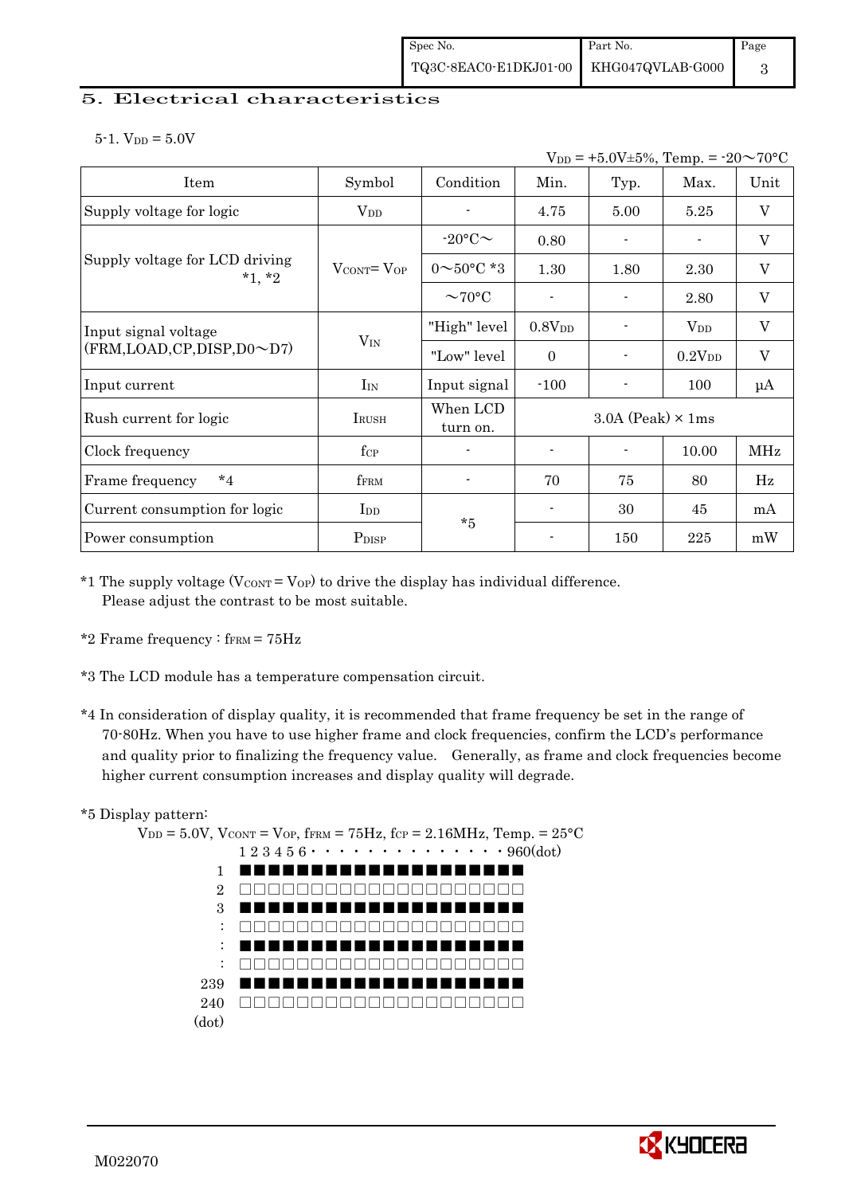## 5. Electrical characteristics

5-1. $V_{DD}$ = 5.0V

$V_{DD}$ = +5.0V±5%, Temp. = -20～70°C

| Item | Symbol | Condition | Min. | Typ. | Max. | Unit |
|---|---|---|---|---|---|---|
| Supply voltage for logic | $V_{DD}$ | - | 4.75 | 5.00 | 5.25 | V |
| Supply voltage for LCD driving *1, *2 | $V_{CONT}$= $V_{OP}$ | -20°C～ | 0.80 | - | - | V |
| | | 0～50°C *3 | 1.30 | 1.80 | 2.30 | V |
| | | ～70°C | - | - | 2.80 | V |
| Input signal voltage (FRM,LOAD,CP,DISP,D0～D7) | $V_{IN}$ | "High" level | 0.8$V_{DD}$ | - | $V_{DD}$ | V |
| | | "Low" level | 0 | - | 0.2$V_{DD}$ | V |
| Input current | $I_{IN}$ | Input signal | -100 | - | 100 | μA |
| Rush current for logic | $I_{RUSH}$ | When LCD turn on. | 3.0A (Peak) × 1ms | | | |
| Clock frequency | $f_{CP}$ | - | - | - | 10.00 | MHz |
| Frame frequency *4 | $f_{FRM}$ | - | 70 | 75 | 80 | Hz |
| Current consumption for logic | $I_{DD}$ | *5 | - | 30 | 45 | mA |
| Power consumption | $P_{DISP}$ | | - | 150 | 225 | mW |

*1 The supply voltage ($V_{CONT}$ = $V_{OP}$) to drive the display has individual difference.
Please adjust the contrast to be most suitable.

*2 Frame frequency : $f_{FRM}$ = 75Hz

*3 The LCD module has a temperature compensation circuit.

*4 In consideration of display quality, it is recommended that frame frequency be set in the range of 70-80Hz. When you have to use higher frame and clock frequencies, confirm the LCD's performance and quality prior to finalizing the frequency value. Generally, as frame and clock frequencies become higher current consumption increases and display quality will degrade.

*5 Display pattern:

$V_{DD}$ = 5.0V, $V_{CONT}$ = $V_{OP}$, $f_{FRM}$ = 75Hz, $f_{CP}$ = 2.16MHz, Temp. = 25°C

```
      1 2 3 4 5 6 · · · · · · · · · · · · 960(dot)
  1   ■■■■■■■■■■■■■■■■■■■■
  2   □□□□□□□□□□□□□□□□□□□□
  3   ■■■■■■■■■■■■■■■■■■■■
  :   □□□□□□□□□□□□□□□□□□□□
  :   ■■■■■■■■■■■■■■■■■■■■
  :   □□□□□□□□□□□□□□□□□□□□
239   ■■■■■■■■■■■■■■■■■■■■
240   □□□□□□□□□□□□□□□□□□□□
(dot)
```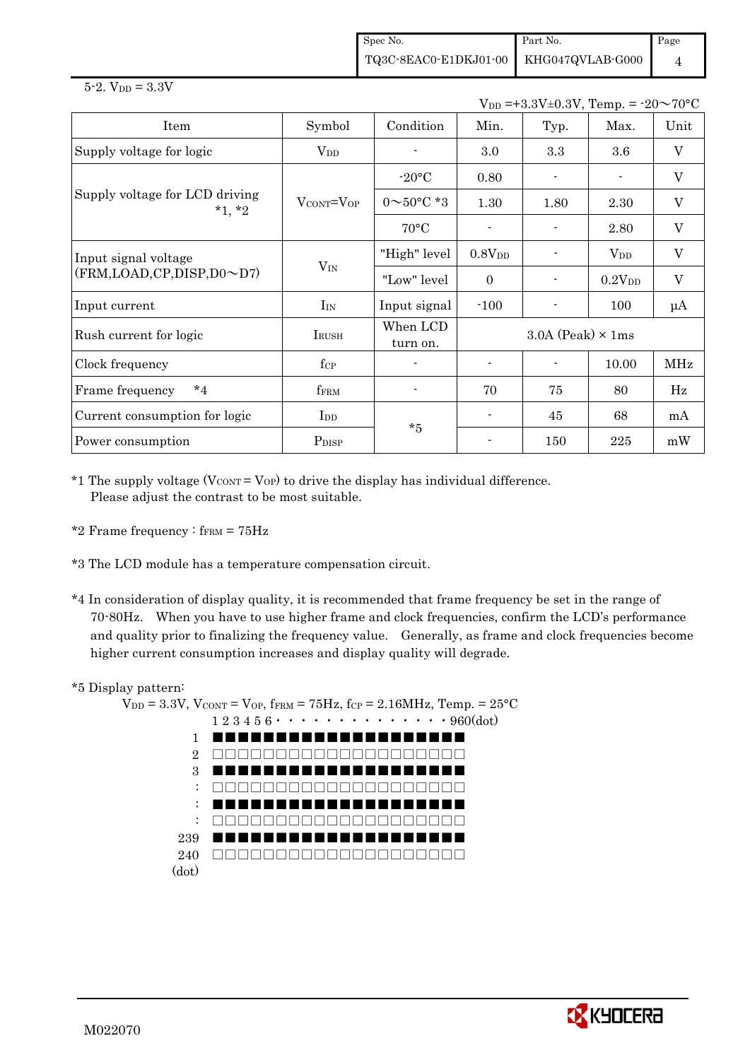5-2. $V_{DD}$ = 3.3V

$V_{DD}$ =+3.3V±0.3V, Temp. = -20～70°C

| Item | Symbol | Condition | Min. | Typ. | Max. | Unit |
|---|---|---|---|---|---|---|
| Supply voltage for logic | $V_{DD}$ | - | 3.0 | 3.3 | 3.6 | V |
| Supply voltage for LCD driving *1, *2 | $V_{CONT}=V_{OP}$ | -20°C | 0.80 | - | - | V |
| | | 0～50°C *3 | 1.30 | 1.80 | 2.30 | V |
| | | 70°C | - | - | 2.80 | V |
| Input signal voltage (FRM,LOAD,CP,DISP,D0～D7) | $V_{IN}$ | "High" level | $0.8V_{DD}$ | - | $V_{DD}$ | V |
| | | "Low" level | 0 | - | $0.2V_{DD}$ | V |
| Input current | $I_{IN}$ | Input signal | -100 | - | 100 | μA |
| Rush current for logic | $I_{RUSH}$ | When LCD turn on. | 3.0A (Peak) × 1ms | | | |
| Clock frequency | $f_{CP}$ | - | - | - | 10.00 | MHz |
| Frame frequency *4 | $f_{FRM}$ | - | 70 | 75 | 80 | Hz |
| Current consumption for logic | $I_{DD}$ | *5 | - | 45 | 68 | mA |
| Power consumption | $P_{DISP}$ | | - | 150 | 225 | mW |

*1 The supply voltage ($V_{CONT} = V_{OP}$) to drive the display has individual difference.
Please adjust the contrast to be most suitable.

*2 Frame frequency : $f_{FRM}$ = 75Hz

*3 The LCD module has a temperature compensation circuit.

*4 In consideration of display quality, it is recommended that frame frequency be set in the range of 70-80Hz. When you have to use higher frame and clock frequencies, confirm the LCD's performance and quality prior to finalizing the frequency value. Generally, as frame and clock frequencies become higher current consumption increases and display quality will degrade.

*5 Display pattern:
$V_{DD}$ = 3.3V, $V_{CONT} = V_{OP}$, $f_{FRM}$ = 75Hz, $f_{CP}$ = 2.16MHz, Temp. = 25°C

```
      1 2 3 4 5 6 · · · · · · · · · · · · · 960(dot)
  1   ■■■■■■■■■■■■■■■■■■■■
  2   □□□□□□□□□□□□□□□□□□□□
  3   ■■■■■■■■■■■■■■■■■■■■
  :   □□□□□□□□□□□□□□□□□□□□
  :   ■■■■■■■■■■■■■■■■■■■■
  :   □□□□□□□□□□□□□□□□□□□□
239   ■■■■■■■■■■■■■■■■■■■■
240   □□□□□□□□□□□□□□□□□□□□
(dot)
```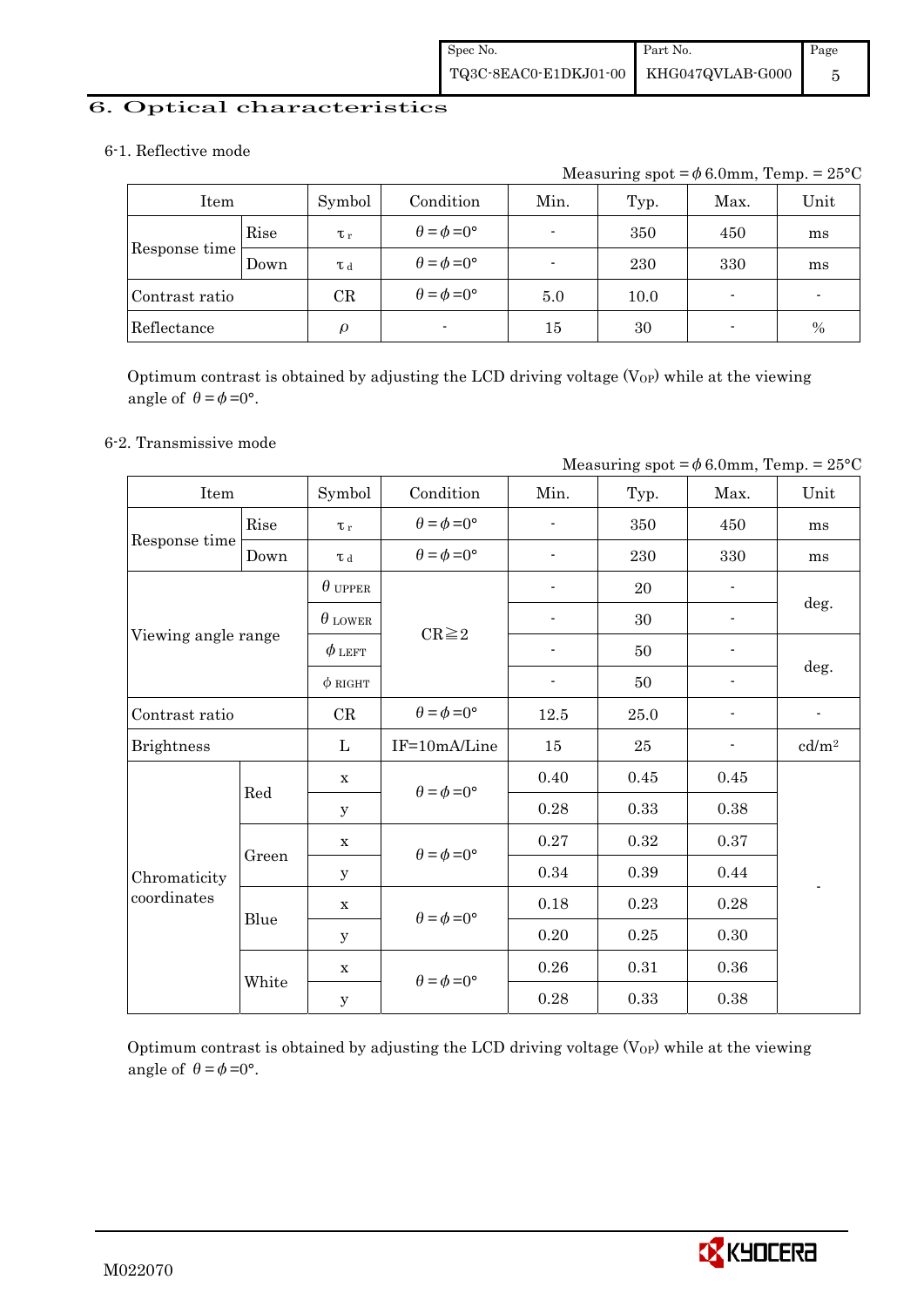# 6. Optical characteristics

## 6-1. Reflective mode

Measuring spot = $\phi$ 6.0mm, Temp. = 25°C

| Item | | Symbol | Condition | Min. | Typ. | Max. | Unit |
|---|---|---|---|---|---|---|---|
| Response time | Rise | $\tau_r$ | $\theta = \phi = 0°$ | - | 350 | 450 | ms |
| | Down | $\tau_d$ | $\theta = \phi = 0°$ | - | 230 | 330 | ms |
| Contrast ratio | | CR | $\theta = \phi = 0°$ | 5.0 | 10.0 | - | - |
| Reflectance | | $\rho$ | - | 15 | 30 | - | % |

Optimum contrast is obtained by adjusting the LCD driving voltage ($V_{OP}$) while at the viewing angle of $\theta = \phi = 0°$.

## 6-2. Transmissive mode

Measuring spot = $\phi$ 6.0mm, Temp. = 25°C

| Item | | Symbol | Condition | Min. | Typ. | Max. | Unit |
|---|---|---|---|---|---|---|---|
| Response time | Rise | $\tau_r$ | $\theta = \phi = 0°$ | - | 350 | 450 | ms |
| | Down | $\tau_d$ | $\theta = \phi = 0°$ | - | 230 | 330 | ms |
| Viewing angle range | | $\theta$ UPPER | CR≧2 | - | 20 | - | deg. |
| | | $\theta$ LOWER | | - | 30 | - | |
| | | $\phi$ LEFT | | - | 50 | - | deg. |
| | | $\phi$ RIGHT | | - | 50 | - | |
| Contrast ratio | | CR | $\theta = \phi = 0°$ | 12.5 | 25.0 | - | - |
| Brightness | | L | IF=10mA/Line | 15 | 25 | - | cd/m² |
| Chromaticity coordinates | Red | x | $\theta = \phi = 0°$ | 0.40 | 0.45 | 0.45 | - |
| | | y | | 0.28 | 0.33 | 0.38 | |
| | Green | x | $\theta = \phi = 0°$ | 0.27 | 0.32 | 0.37 | |
| | | y | | 0.34 | 0.39 | 0.44 | |
| | Blue | x | $\theta = \phi = 0°$ | 0.18 | 0.23 | 0.28 | |
| | | y | | 0.20 | 0.25 | 0.30 | |
| | White | x | $\theta = \phi = 0°$ | 0.26 | 0.31 | 0.36 | |
| | | y | | 0.28 | 0.33 | 0.38 | |

Optimum contrast is obtained by adjusting the LCD driving voltage ($V_{OP}$) while at the viewing angle of $\theta = \phi = 0°$.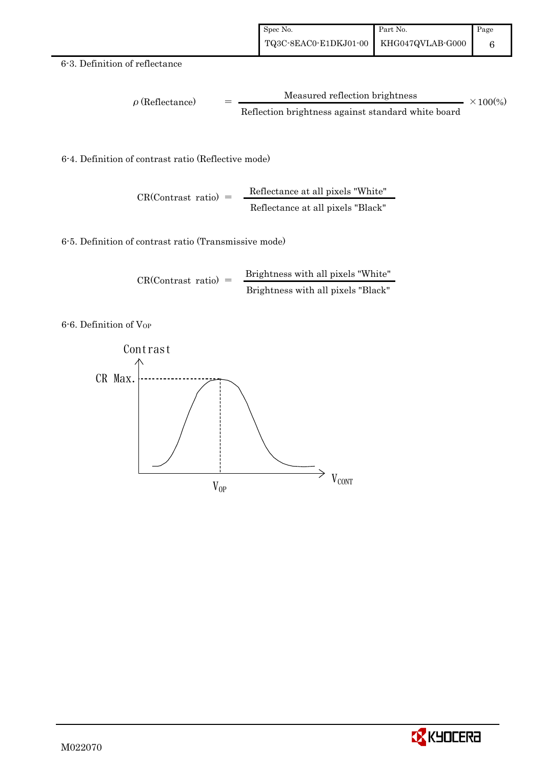6-3. Definition of reflectance

$$\rho \text{ (Reflectance)} = \frac{\text{Measured reflection brightness}}{\text{Reflection brightness against standard white board}} \times 100(\%)$$

6-4. Definition of contrast ratio (Reflective mode)

$$\text{CR(Contrast ratio)} = \frac{\text{Reflectance at all pixels "White"}}{\text{Reflectance at all pixels "Black"}}$$

6-5. Definition of contrast ratio (Transmissive mode)

$$\text{CR(Contrast ratio)} = \frac{\text{Brightness with all pixels "White"}}{\text{Brightness with all pixels "Black"}}$$

6-6. Definition of $V_{OP}$

Contrast

CR Max.

$V_{OP}$

$V_{CONT}$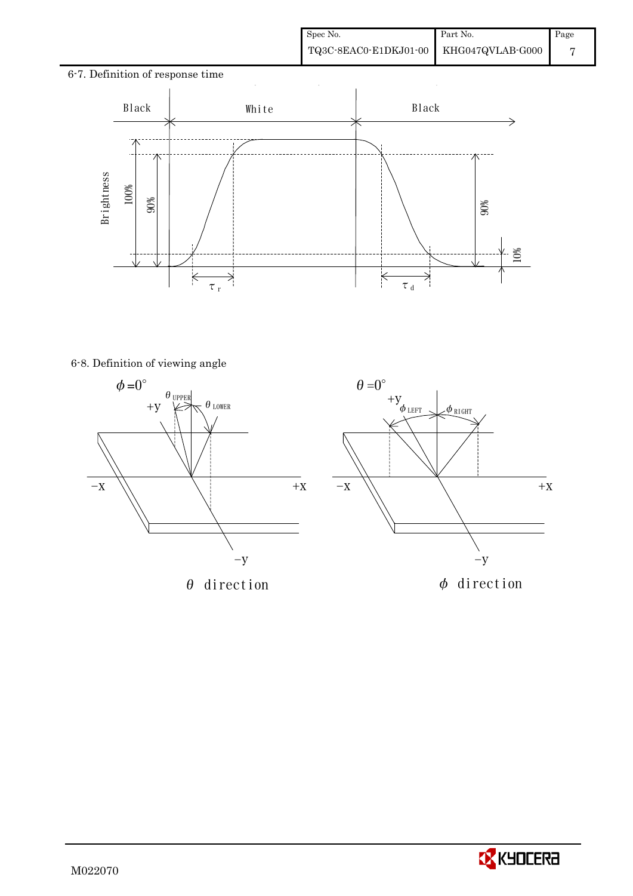### 6-7. Definition of response time

### 6-8. Definition of viewing angle

$\theta$ direction

$\phi$ direction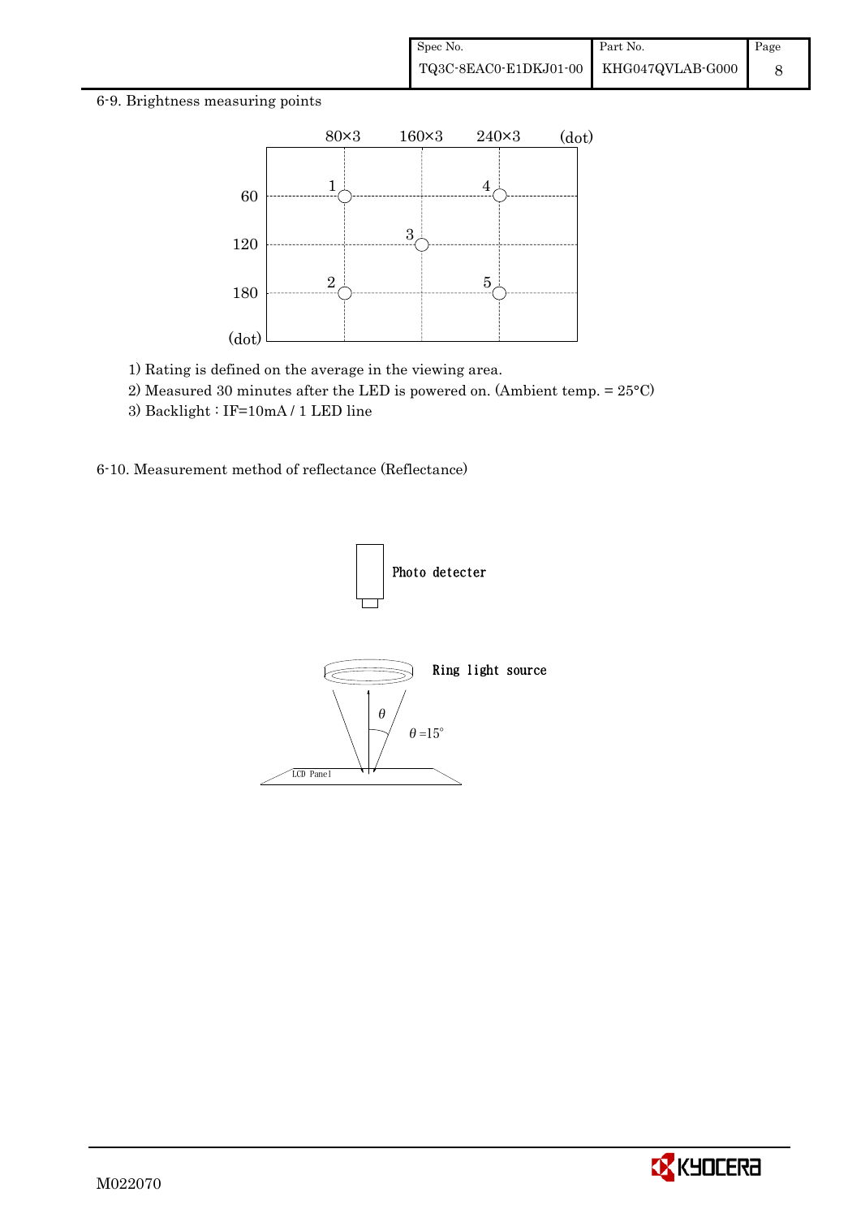6-9. Brightness measuring points

| | 80×3 | 160×3 | 240×3 | (dot) |
|---|---|---|---|---|
| 60 | 1 | | 4 | |
| 120 | | 3 | | |
| 180 | 2 | | 5 | |
| (dot) | | | | |

1) Rating is defined on the average in the viewing area.

2) Measured 30 minutes after the LED is powered on. (Ambient temp. = 25°C)

3) Backlight : IF=10mA / 1 LED line

6-10. Measurement method of reflectance (Reflectance)

Photo detecter

Ring light source

$\theta$

$\theta = 15°$

LCD Panel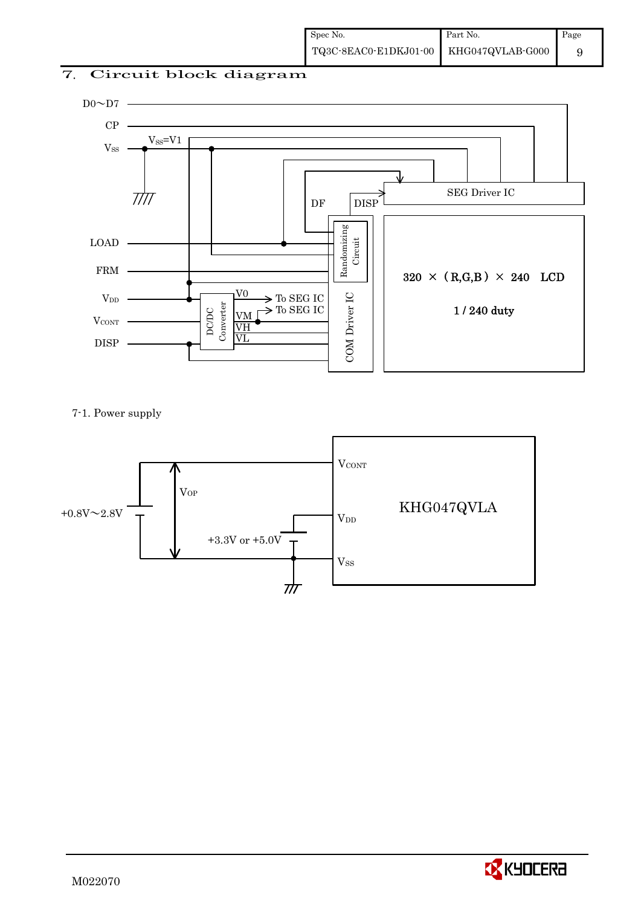## 7. Circuit block diagram

D0～D7

CP

$V_{SS}$

$V_{SS}$=V1

LOAD

FRM

$V_{DD}$

$V_{CONT}$

DISP

DF

DISP

SEG Driver IC

Randomizing Circuit

DC/DC Converter

V0

VM

VH

VL

To SEG IC

To SEG IC

COM Driver IC

320 × (R,G,B) × 240 LCD

1 / 240 duty

7-1. Power supply

$V_{CONT}$

$V_{OP}$

+0.8V～2.8V

$V_{DD}$

KHG047QVLA

+3.3V or +5.0V

$V_{SS}$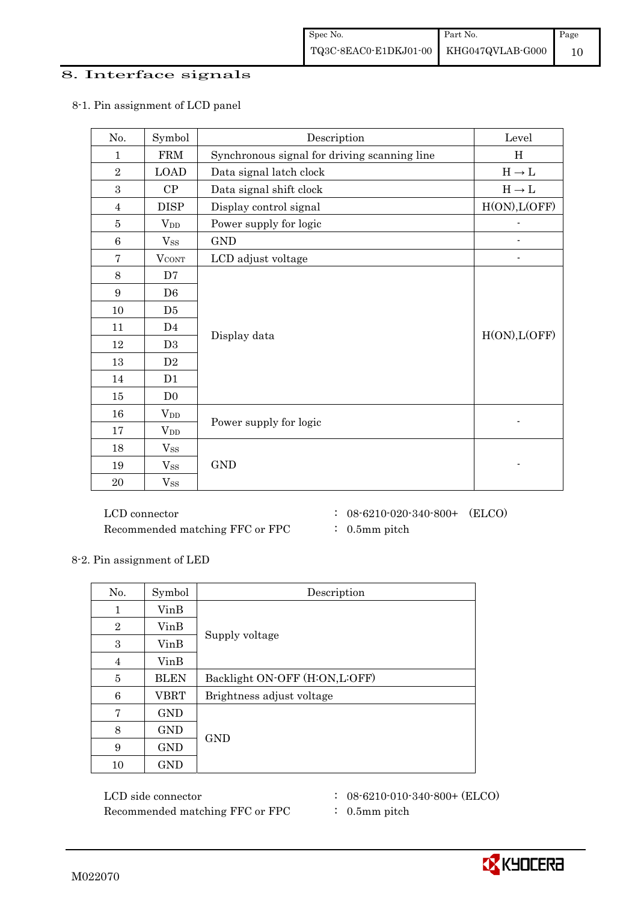# 8. Interface signals

## 8-1. Pin assignment of LCD panel

| No. | Symbol | Description | Level |
|---|---|---|---|
| 1 | FRM | Synchronous signal for driving scanning line | H |
| 2 | LOAD | Data signal latch clock | H → L |
| 3 | CP | Data signal shift clock | H → L |
| 4 | DISP | Display control signal | H(ON),L(OFF) |
| 5 | $V_{DD}$ | Power supply for logic | - |
| 6 | $V_{SS}$ | GND | - |
| 7 | $V_{CONT}$ | LCD adjust voltage | - |
| 8 | D7 | Display data | H(ON),L(OFF) |
| 9 | D6 | | |
| 10 | D5 | | |
| 11 | D4 | | |
| 12 | D3 | | |
| 13 | D2 | | |
| 14 | D1 | | |
| 15 | D0 | | |
| 16 | $V_{DD}$ | Power supply for logic | - |
| 17 | $V_{DD}$ | | |
| 18 | $V_{SS}$ | GND | - |
| 19 | $V_{SS}$ | | |
| 20 | $V_{SS}$ | | |

LCD connector : 08-6210-020-340-800+ (ELCO)
Recommended matching FFC or FPC : 0.5mm pitch

## 8-2. Pin assignment of LED

| No. | Symbol | Description |
|---|---|---|
| 1 | VinB | Supply voltage |
| 2 | VinB | |
| 3 | VinB | |
| 4 | VinB | |
| 5 | BLEN | Backlight ON-OFF (H:ON,L:OFF) |
| 6 | VBRT | Brightness adjust voltage |
| 7 | GND | GND |
| 8 | GND | |
| 9 | GND | |
| 10 | GND | |

LCD side connector : 08-6210-010-340-800+ (ELCO)
Recommended matching FFC or FPC : 0.5mm pitch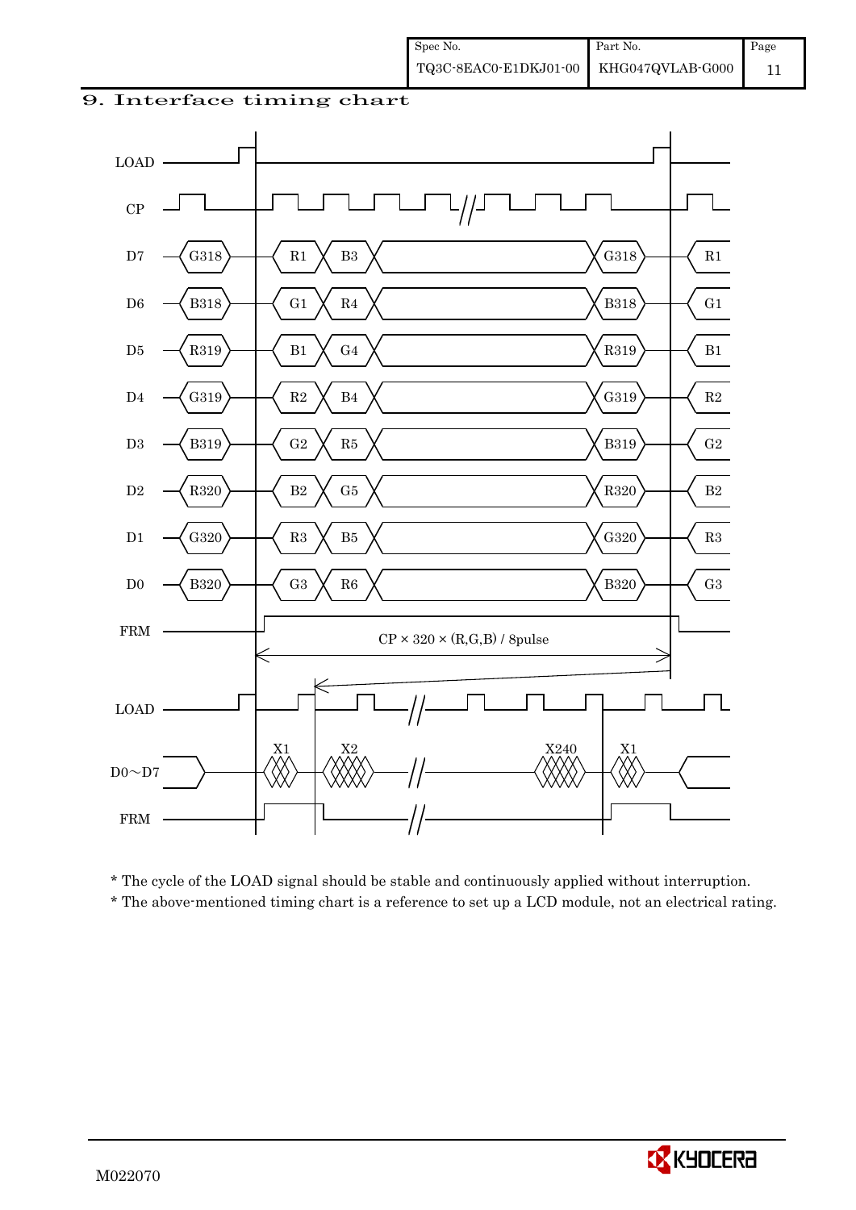## 9. Interface timing chart

LOAD

CP

| Signal | | | | | | |
|---|---|---|---|---|---|---|
| D7 | G318 | R1 | B3 | | G318 | R1 |
| D6 | B318 | G1 | R4 | | B318 | G1 |
| D5 | R319 | B1 | G4 | | R319 | B1 |
| D4 | G319 | R2 | B4 | | G319 | R2 |
| D3 | B319 | G2 | R5 | | B319 | G2 |
| D2 | R320 | B2 | G5 | | R320 | B2 |
| D1 | G320 | R3 | B5 | | G320 | R3 |
| D0 | B320 | G3 | R6 | | B320 | G3 |

FRM

CP × 320 × (R,G,B) / 8pulse

LOAD

D0～D7: X1, X2, ..., X240, X1

FRM

\* The cycle of the LOAD signal should be stable and continuously applied without interruption.

\* The above-mentioned timing chart is a reference to set up a LCD module, not an electrical rating.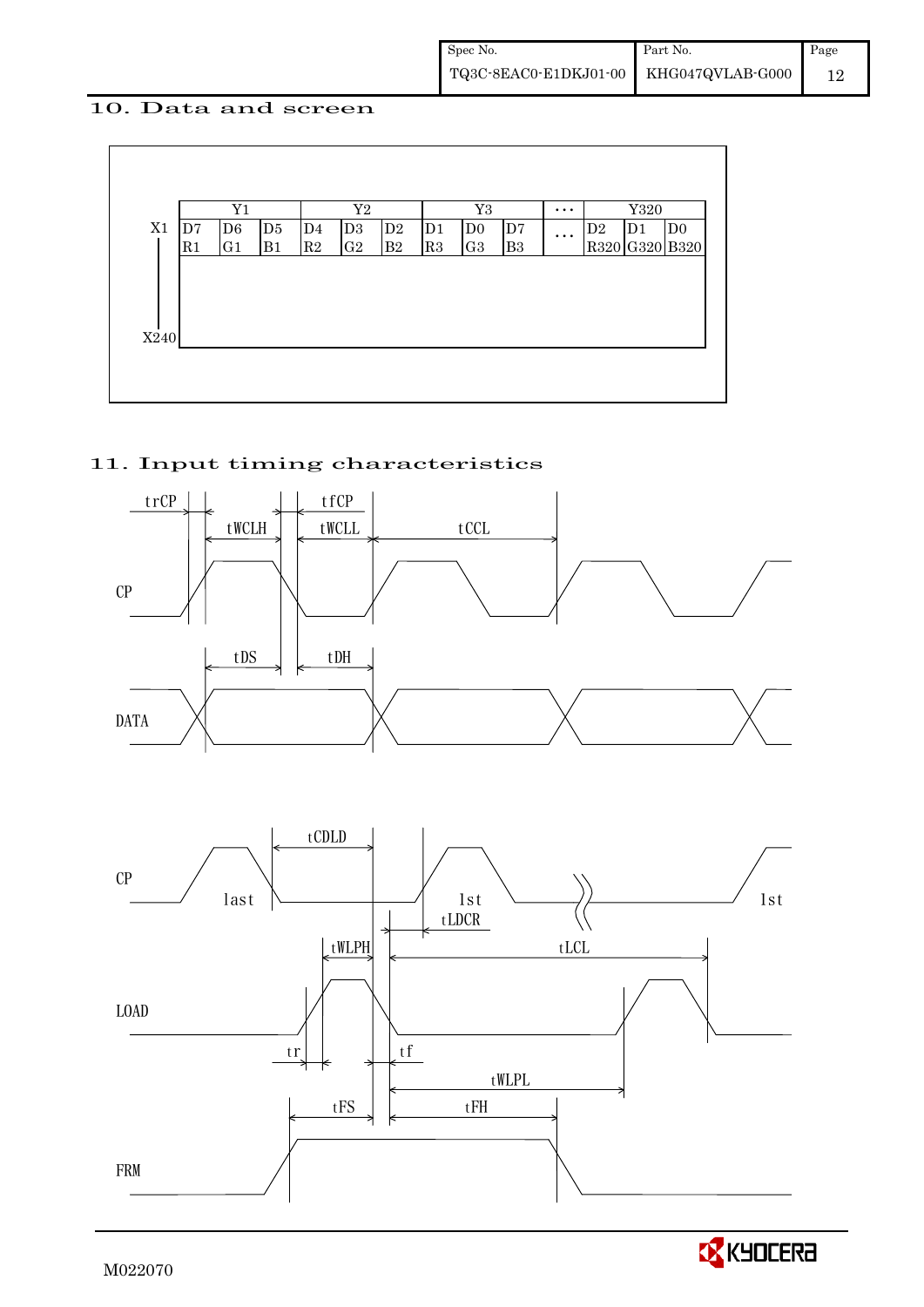## 10. Data and screen

|  | Y1 | | | Y2 | | | Y3 | | | ⋯ | Y320 | | |
|---|---|---|---|---|---|---|---|---|---|---|---|---|---|
| X1 | D7 R1 | D6 G1 | D5 B1 | D4 R2 | D3 G2 | D2 B2 | D1 R3 | D0 G3 | D7 B3 | ⋯ | D2 R320 | D1 G320 | D0 B320 |
| ⋮ | | | | | | | | | | | | | |
| X240 | | | | | | | | | | | | | |

## 11. Input timing characteristics

CP: trCP, tWCLH, tfCP, tWCLL, tCCL

DATA: tDS, tDH

CP: last, tCDLD, 1st, tLDCR, 1st

LOAD: tWLPH, tLCL, tr, tf, tWLPL

FRM: tFS, tFH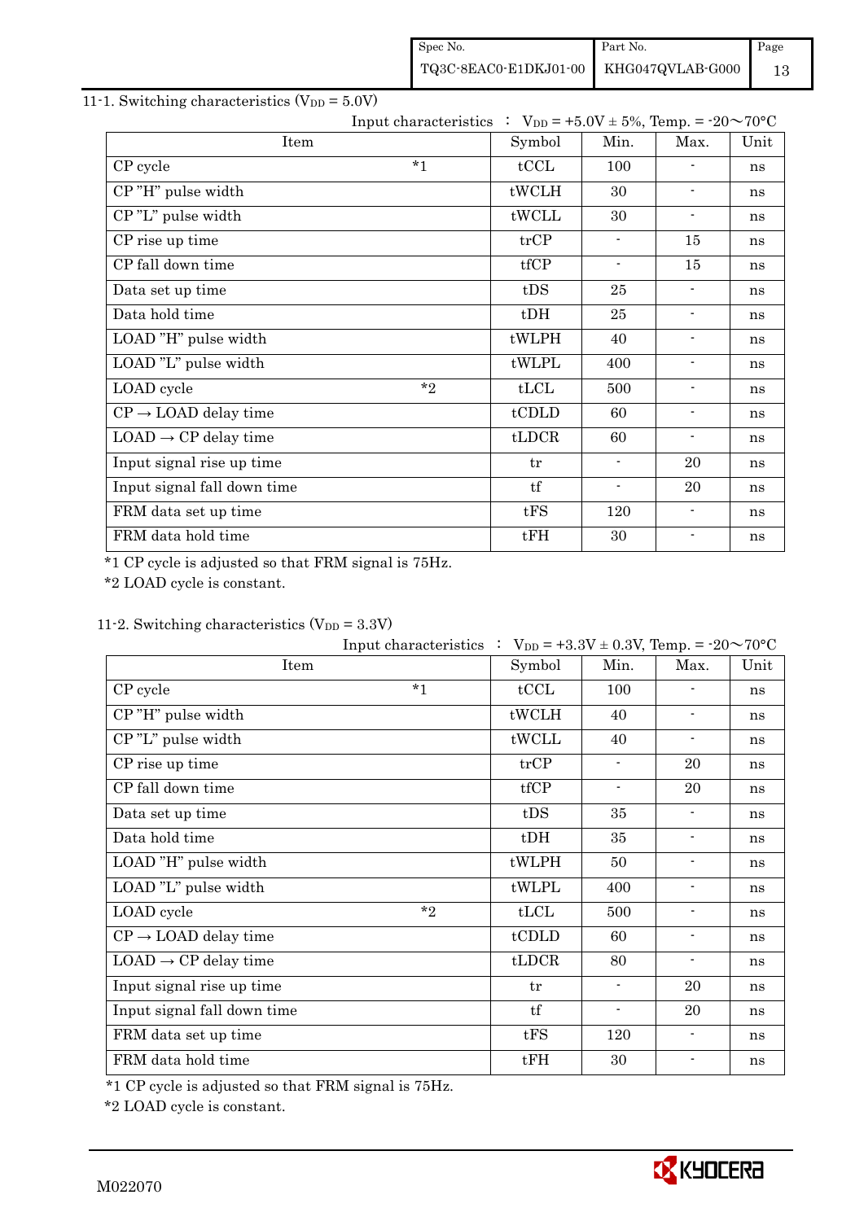## 11-1. Switching characteristics ($V_{DD}$ = 5.0V)

Input characteristics ： $V_{DD}$ = +5.0V ± 5%, Temp. = -20～70°C

| Item | | Symbol | Min. | Max. | Unit |
|---|---|---|---|---|---|
| CP cycle | *1 | tCCL | 100 | - | ns |
| CP "H" pulse width | | tWCLH | 30 | - | ns |
| CP "L" pulse width | | tWCLL | 30 | - | ns |
| CP rise up time | | trCP | - | 15 | ns |
| CP fall down time | | tfCP | - | 15 | ns |
| Data set up time | | tDS | 25 | - | ns |
| Data hold time | | tDH | 25 | - | ns |
| LOAD "H" pulse width | | tWLPH | 40 | - | ns |
| LOAD "L" pulse width | | tWLPL | 400 | - | ns |
| LOAD cycle | *2 | tLCL | 500 | - | ns |
| CP → LOAD delay time | | tCDLD | 60 | - | ns |
| LOAD → CP delay time | | tLDCR | 60 | - | ns |
| Input signal rise up time | | tr | - | 20 | ns |
| Input signal fall down time | | tf | - | 20 | ns |
| FRM data set up time | | tFS | 120 | - | ns |
| FRM data hold time | | tFH | 30 | - | ns |

*1 CP cycle is adjusted so that FRM signal is 75Hz.

*2 LOAD cycle is constant.

## 11-2. Switching characteristics ($V_{DD}$ = 3.3V)

Input characteristics ： $V_{DD}$ = +3.3V ± 0.3V, Temp. = -20～70°C

| Item | | Symbol | Min. | Max. | Unit |
|---|---|---|---|---|---|
| CP cycle | *1 | tCCL | 100 | - | ns |
| CP "H" pulse width | | tWCLH | 40 | - | ns |
| CP "L" pulse width | | tWCLL | 40 | - | ns |
| CP rise up time | | trCP | - | 20 | ns |
| CP fall down time | | tfCP | - | 20 | ns |
| Data set up time | | tDS | 35 | - | ns |
| Data hold time | | tDH | 35 | - | ns |
| LOAD "H" pulse width | | tWLPH | 50 | - | ns |
| LOAD "L" pulse width | | tWLPL | 400 | - | ns |
| LOAD cycle | *2 | tLCL | 500 | - | ns |
| CP → LOAD delay time | | tCDLD | 60 | - | ns |
| LOAD → CP delay time | | tLDCR | 80 | - | ns |
| Input signal rise up time | | tr | - | 20 | ns |
| Input signal fall down time | | tf | - | 20 | ns |
| FRM data set up time | | tFS | 120 | - | ns |
| FRM data hold time | | tFH | 30 | - | ns |

*1 CP cycle is adjusted so that FRM signal is 75Hz.

*2 LOAD cycle is constant.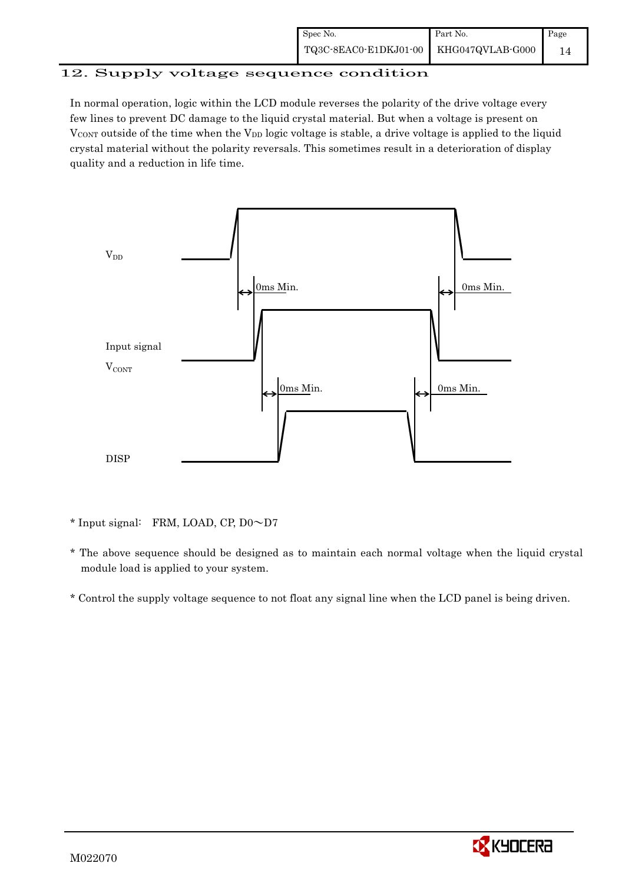## 12. Supply voltage sequence condition

In normal operation, logic within the LCD module reverses the polarity of the drive voltage every few lines to prevent DC damage to the liquid crystal material. But when a voltage is present on $V_{CONT}$ outside of the time when the $V_{DD}$ logic voltage is stable, a drive voltage is applied to the liquid crystal material without the polarity reversals. This sometimes result in a deterioration of display quality and a reduction in life time.

$V_{DD}$

0ms Min. 0ms Min.

Input signal

$V_{CONT}$

0ms Min. 0ms Min.

DISP

* Input signal:　FRM, LOAD, CP, D0～D7

* The above sequence should be designed as to maintain each normal voltage when the liquid crystal module load is applied to your system.

* Control the supply voltage sequence to not float any signal line when the LCD panel is being driven.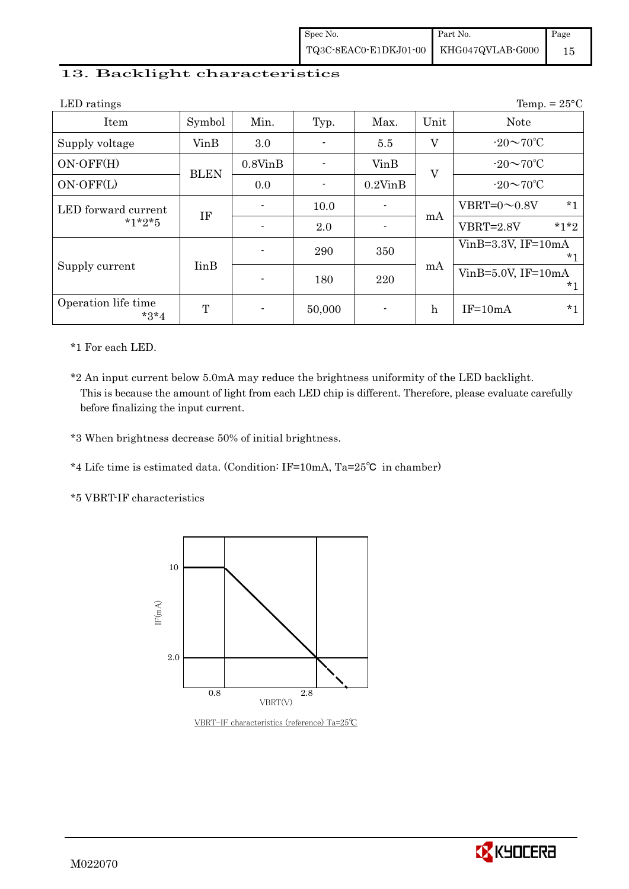## 13. Backlight characteristics

LED ratings — Temp. = 25°C

| Item | Symbol | Min. | Typ. | Max. | Unit | Note |
|---|---|---|---|---|---|---|
| Supply voltage | VinB | 3.0 | - | 5.5 | V | -20～70℃ |
| ON-OFF(H) | BLEN | 0.8VinB | - | VinB | V | -20～70℃ |
| ON-OFF(L) | | 0.0 | - | 0.2VinB | | -20～70℃ |
| LED forward current *1*2*5 | IF | - | 10.0 | - | mA | VBRT=0～0.8V *1 |
| | | - | 2.0 | - | | VBRT=2.8V *1*2 |
| Supply current | IinB | - | 290 | 350 | mA | VinB=3.3V, IF=10mA *1 |
| | | - | 180 | 220 | | VinB=5.0V, IF=10mA *1 |
| Operation life time *3*4 | T | - | 50,000 | - | h | IF=10mA *1 |

*1 For each LED.

*2 An input current below 5.0mA may reduce the brightness uniformity of the LED backlight. This is because the amount of light from each LED chip is different. Therefore, please evaluate carefully before finalizing the input current.

*3 When brightness decrease 50% of initial brightness.

*4 Life time is estimated data. (Condition: IF=10mA, Ta=25℃ in chamber)

*5 VBRT-IF characteristics

VBRT-IF characteristics (reference) Ta=25℃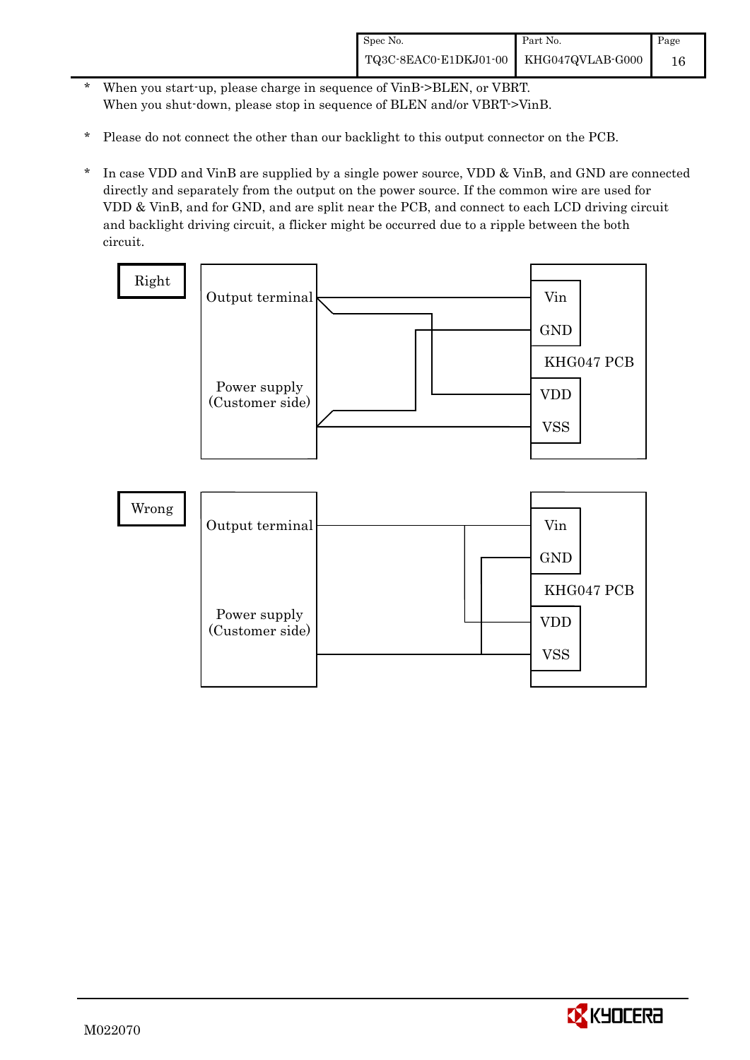- * When you start-up, please charge in sequence of VinB->BLEN, or VBRT.
  When you shut-down, please stop in sequence of BLEN and/or VBRT->VinB.

- * Please do not connect the other than our backlight to this output connector on the PCB.

- * In case VDD and VinB are supplied by a single power source, VDD & VinB, and GND are connected directly and separately from the output on the power source. If the common wire are used for VDD & VinB, and for GND, and are split near the PCB, and connect to each LCD driving circuit and backlight driving circuit, a flicker might be occurred due to a ripple between the both circuit.

**Right**

Output terminal — Vin, GND (KHG047 PCB), VDD, VSS

Power supply (Customer side)

**Wrong**

Output terminal — Vin, GND (KHG047 PCB), VDD, VSS

Power supply (Customer side)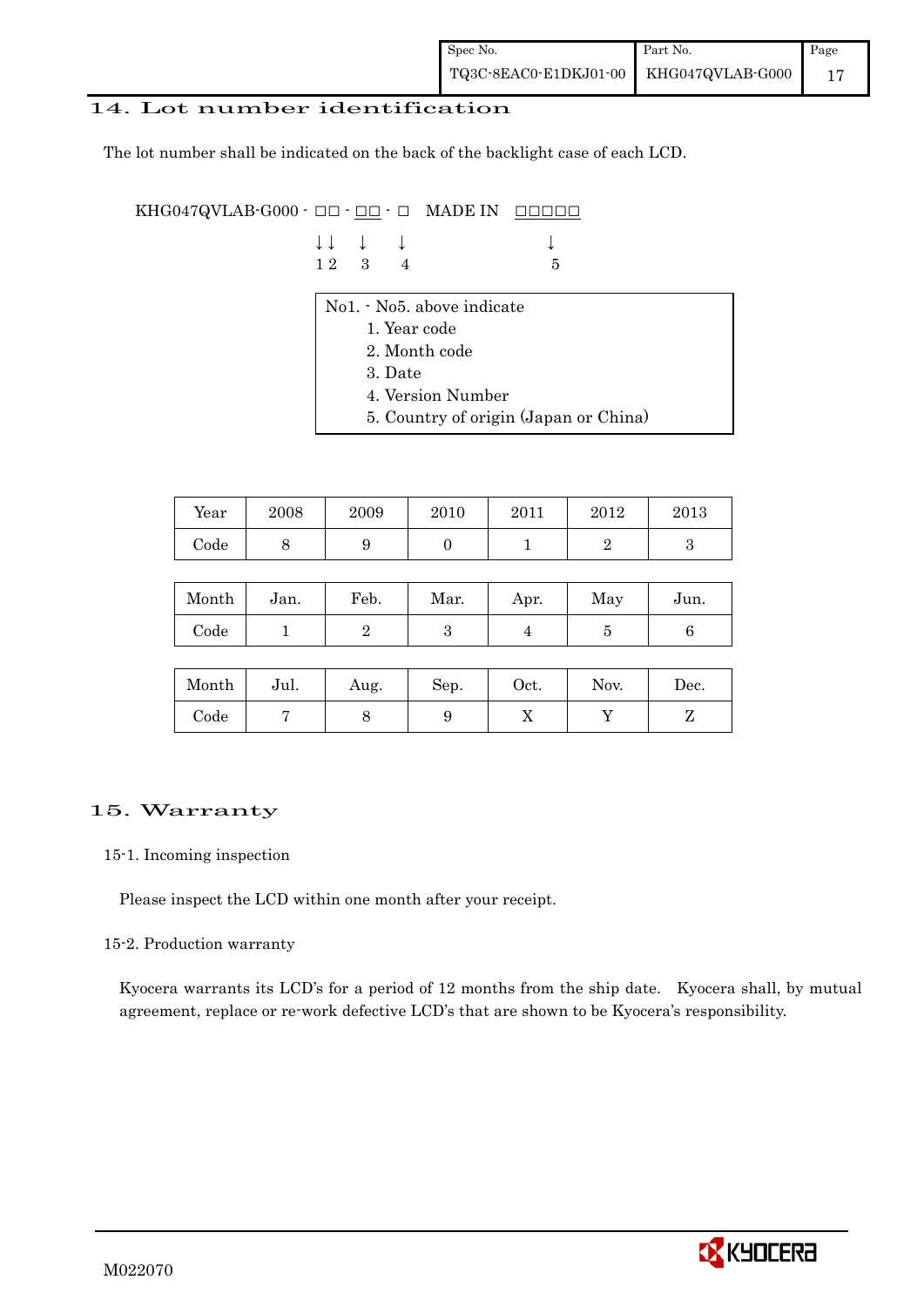## 14. Lot number identification

The lot number shall be indicated on the back of the backlight case of each LCD.

```
KHG047QVLAB-G000 - □□ - □□ - □  MADE IN  □□□□□
                   ↓↓   ↓    ↓              ↓
                   1 2  3    4              5
```

No1. - No5. above indicate
1. Year code
2. Month code
3. Date
4. Version Number
5. Country of origin (Japan or China)

| Year | 2008 | 2009 | 2010 | 2011 | 2012 | 2013 |
|---|---|---|---|---|---|---|
| Code | 8 | 9 | 0 | 1 | 2 | 3 |

| Month | Jan. | Feb. | Mar. | Apr. | May | Jun. |
|---|---|---|---|---|---|---|
| Code | 1 | 2 | 3 | 4 | 5 | 6 |

| Month | Jul. | Aug. | Sep. | Oct. | Nov. | Dec. |
|---|---|---|---|---|---|---|
| Code | 7 | 8 | 9 | X | Y | Z |

## 15. Warranty

### 15-1. Incoming inspection

Please inspect the LCD within one month after your receipt.

### 15-2. Production warranty

Kyocera warrants its LCD's for a period of 12 months from the ship date. Kyocera shall, by mutual agreement, replace or re-work defective LCD's that are shown to be Kyocera's responsibility.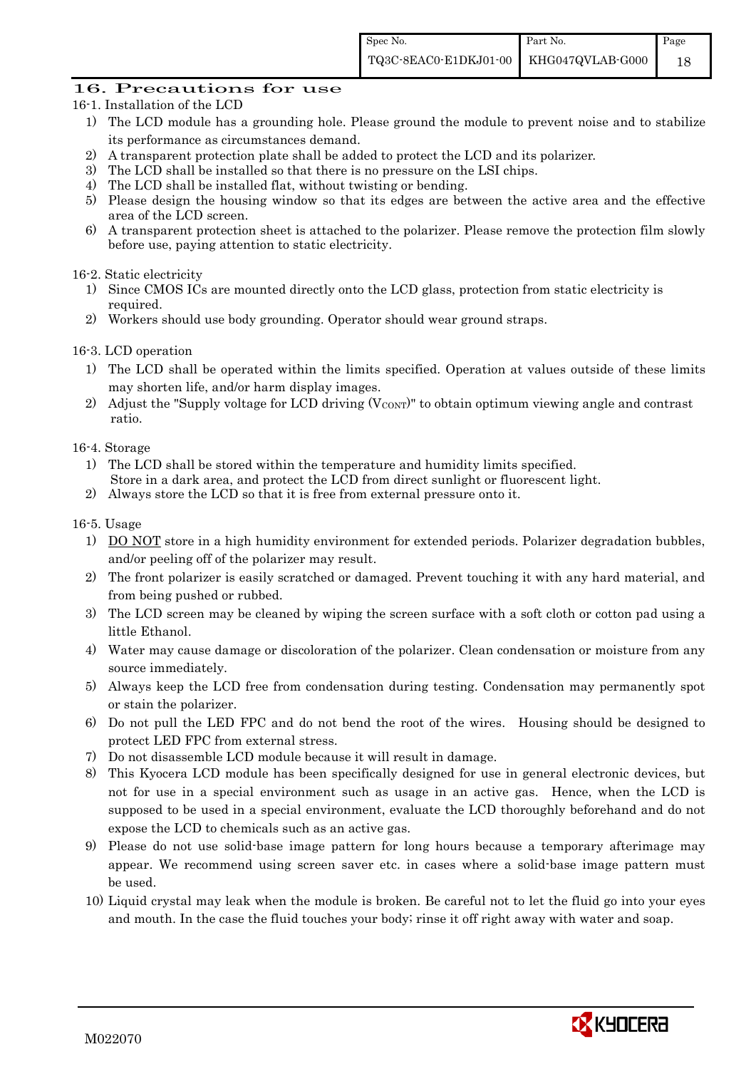## 16. Precautions for use

16-1. Installation of the LCD

1) The LCD module has a grounding hole. Please ground the module to prevent noise and to stabilize its performance as circumstances demand.
2) A transparent protection plate shall be added to protect the LCD and its polarizer.
3) The LCD shall be installed so that there is no pressure on the LSI chips.
4) The LCD shall be installed flat, without twisting or bending.
5) Please design the housing window so that its edges are between the active area and the effective area of the LCD screen.
6) A transparent protection sheet is attached to the polarizer. Please remove the protection film slowly before use, paying attention to static electricity.

16-2. Static electricity

1) Since CMOS ICs are mounted directly onto the LCD glass, protection from static electricity is required.
2) Workers should use body grounding. Operator should wear ground straps.

16-3. LCD operation

1) The LCD shall be operated within the limits specified. Operation at values outside of these limits may shorten life, and/or harm display images.
2) Adjust the "Supply voltage for LCD driving ($V_{CONT}$)" to obtain optimum viewing angle and contrast ratio.

16-4. Storage

1) The LCD shall be stored within the temperature and humidity limits specified.
   Store in a dark area, and protect the LCD from direct sunlight or fluorescent light.
2) Always store the LCD so that it is free from external pressure onto it.

16-5. Usage

1) DO NOT store in a high humidity environment for extended periods. Polarizer degradation bubbles, and/or peeling off of the polarizer may result.
2) The front polarizer is easily scratched or damaged. Prevent touching it with any hard material, and from being pushed or rubbed.
3) The LCD screen may be cleaned by wiping the screen surface with a soft cloth or cotton pad using a little Ethanol.
4) Water may cause damage or discoloration of the polarizer. Clean condensation or moisture from any source immediately.
5) Always keep the LCD free from condensation during testing. Condensation may permanently spot or stain the polarizer.
6) Do not pull the LED FPC and do not bend the root of the wires. Housing should be designed to protect LED FPC from external stress.
7) Do not disassemble LCD module because it will result in damage.
8) This Kyocera LCD module has been specifically designed for use in general electronic devices, but not for use in a special environment such as usage in an active gas. Hence, when the LCD is supposed to be used in a special environment, evaluate the LCD thoroughly beforehand and do not expose the LCD to chemicals such as an active gas.
9) Please do not use solid-base image pattern for long hours because a temporary afterimage may appear. We recommend using screen saver etc. in cases where a solid-base image pattern must be used.
10) Liquid crystal may leak when the module is broken. Be careful not to let the fluid go into your eyes and mouth. In the case the fluid touches your body; rinse it off right away with water and soap.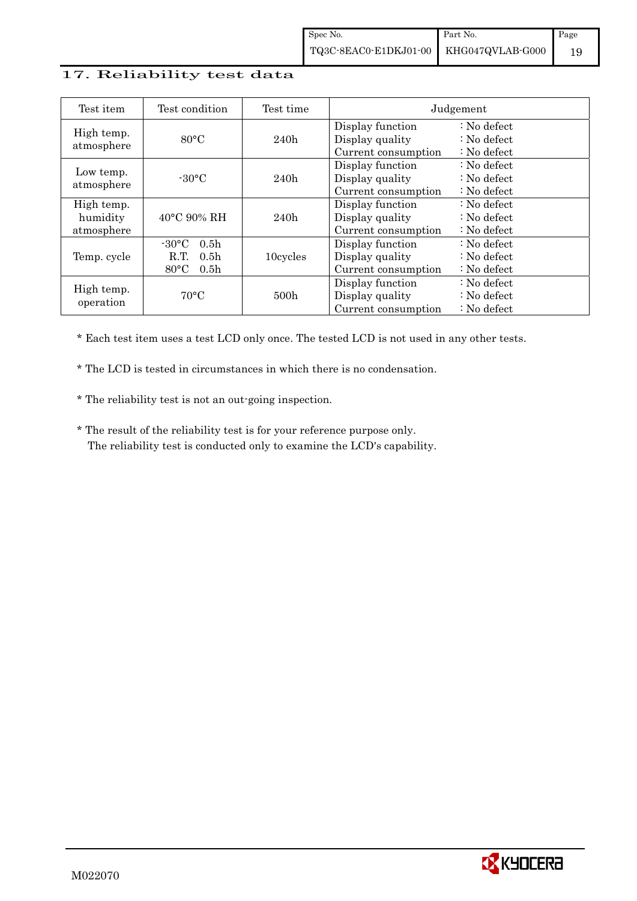## 17. Reliability test data

| Test item | Test condition | Test time | Judgement | |
|---|---|---|---|---|
| High temp. atmosphere | 80°C | 240h | Display function<br>Display quality<br>Current consumption | : No defect<br>: No defect<br>: No defect |
| Low temp. atmosphere | -30°C | 240h | Display function<br>Display quality<br>Current consumption | : No defect<br>: No defect<br>: No defect |
| High temp. humidity atmosphere | 40°C 90% RH | 240h | Display function<br>Display quality<br>Current consumption | : No defect<br>: No defect<br>: No defect |
| Temp. cycle | -30°C 0.5h<br>R.T. 0.5h<br>80°C 0.5h | 10cycles | Display function<br>Display quality<br>Current consumption | : No defect<br>: No defect<br>: No defect |
| High temp. operation | 70°C | 500h | Display function<br>Display quality<br>Current consumption | : No defect<br>: No defect<br>: No defect |

* Each test item uses a test LCD only once. The tested LCD is not used in any other tests.

* The LCD is tested in circumstances in which there is no condensation.

* The reliability test is not an out-going inspection.

* The result of the reliability test is for your reference purpose only.
  The reliability test is conducted only to examine the LCD's capability.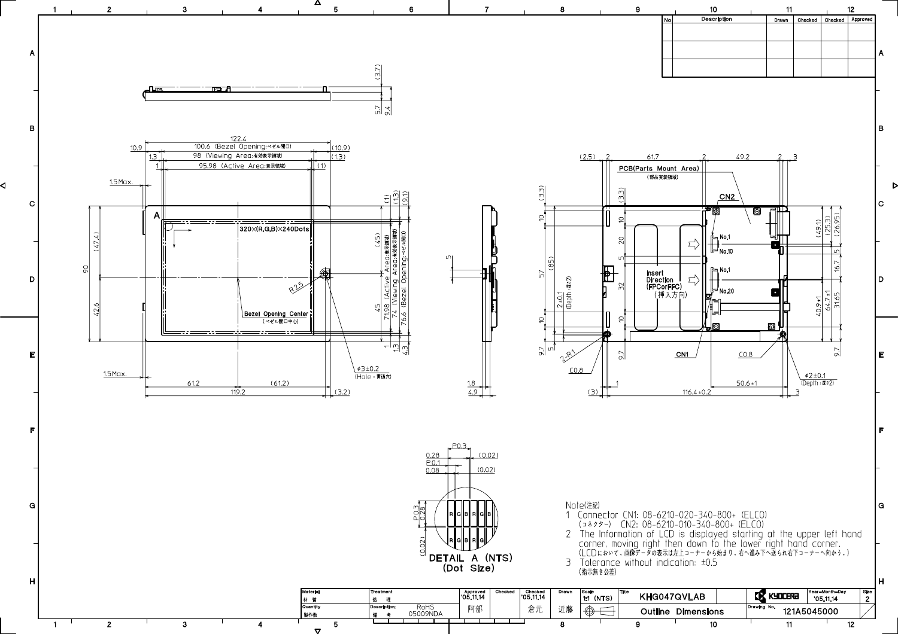| No | Description | Drawn | Checked | Checked | Approved |
|---|---|---|---|---|---|
| | | | | | |
| | | | | | |

122.4

10.9 | 100.6 (Bezel Opening:ベゼル開口) | (10.9)

1.3 | 98 (Viewing Area:有効表示領域) | (1.3)

1 | 95.98 (Active Area:表示領域) | (1)

1.5Max.

320×(R,G,B)×240Dots

Bezel Opening Center (ベゼル開口中心)

R2.5

φ3±0.2 (Hole : 貫通穴)

61.2 | (61.2) | 119.2 | (3.2)

90 | (47.4) | 42.6

(1) | (1.3) | (9.1) | (45) | 45 | 71.98 (Active Area:表示領域) | 74 (Viewing Area:有効表示領域) | 76.6 (Bezel Opening:ベゼル開口) | 1 | 1.3 | 4.3

(3.7) | 5.7 | 9.4

5 | 1.8 | 4.9

(2.5) | 2 | 61.7 | 2 | 49.2 | 2 | 3

PCB(Parts Mount Area) (部品実装領域)

CN2

No.1 | No.10 | No.1 | No.20

Insert Direction (FPCorFFC) (挿入方向)

CN1 | C0.8 | 2-R1 | C0.8

φ2±0.1 (Depth : 深さ2)

2±0.1 (Depth : 深さ2)

(3.3) | 10 | 57 | (85) | 10 | 5 | 9.7

(3.3) | 10 | 20 | 5 | 32 | 10 | 9.7

(49.1) | (25.3) | (26.95) | 5 | 16.7 | 40.9±1 | 64.7±1 | 31.65 | 9.7

(3) | 1 | 116.4±0.2 | 50.6±1 | 3

P0.3 | 0.28 | P0.1 | 0.08 | (0.02) | (0.02) | P0.3 | 0.28 | (0.02)

R G B R G B

R G B R G

DETAIL A (NTS) (Dot Size)

Note(注記)

1 Connector CN1: 08-6210-020-340-800+ (ELCO)
(コネクター) CN2: 08-6210-010-340-800+ (ELCO)

2 The Information of LCD is displayed starting at the upper left hand corner, moving right then down to the lower right hand corner.
(LCDにおいて、画像データの表示は左上コーナーから始まり、右へ進み下へ送られ右下コーナーへ向かう。)

3 Tolerance without indication: ±0.5
(指示無き公差)

| Material 材質 | Treatment 処理 | Approved '05.11.14 | Checked | Checked '05.11.14 | Drawn | Scale 1:1 (NTS) | Title KHG047QVLAB | KYOCERA | Year-Month-Day '05.11.14 | Size 2 |
|---|---|---|---|---|---|---|---|---|---|---|
| Quantity 製作数 | Description; 備考 RoHS 05009NDA | 阿部 | | 倉元 | 近藤 | | Outline Dimensions | Drawing No. 121A5045000 | | |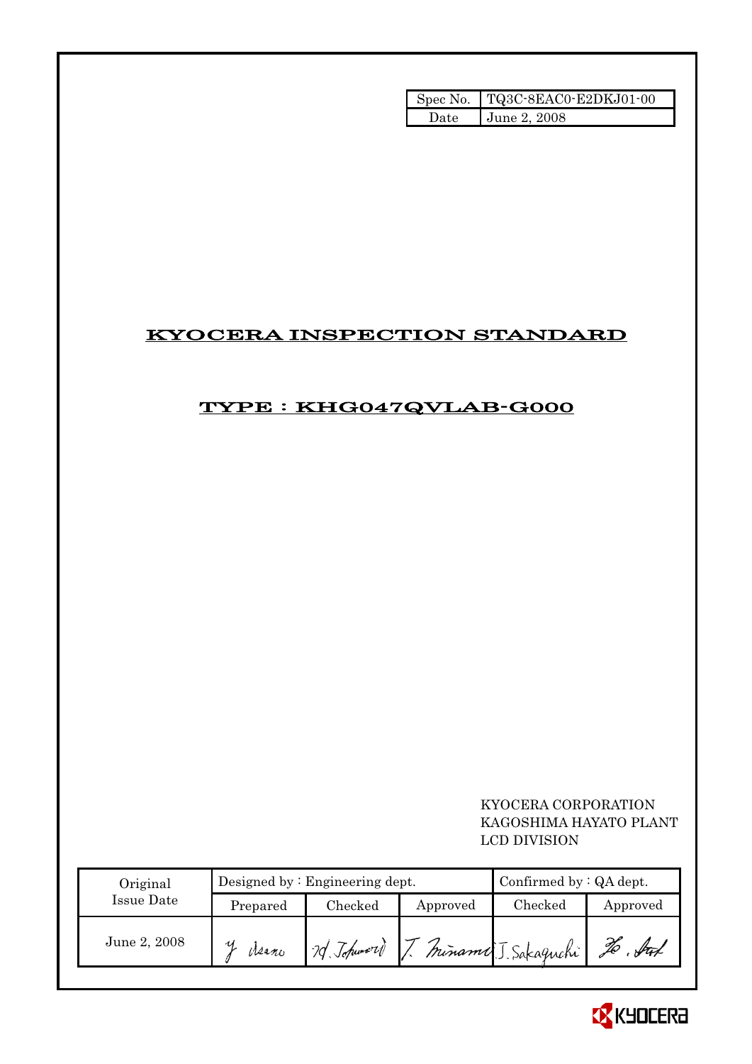| Spec No. | TQ3C-8EAC0-E2DKJ01-00 |
|---|---|
| Date | June 2, 2008 |

# KYOCERA INSPECTION STANDARD

## TYPE : KHG047QVLAB-G000

KYOCERA CORPORATION
KAGOSHIMA HAYATO PLANT
LCD DIVISION

| Original Issue Date | Designed by : Engineering dept. | | | Confirmed by : QA dept. | |
|---|---|---|---|---|---|
| | Prepared | Checked | Approved | Checked | Approved |
| June 2, 2008 | Y. Asano | H. Tohmori | T. Minami | J. Sakaguchi | Ito |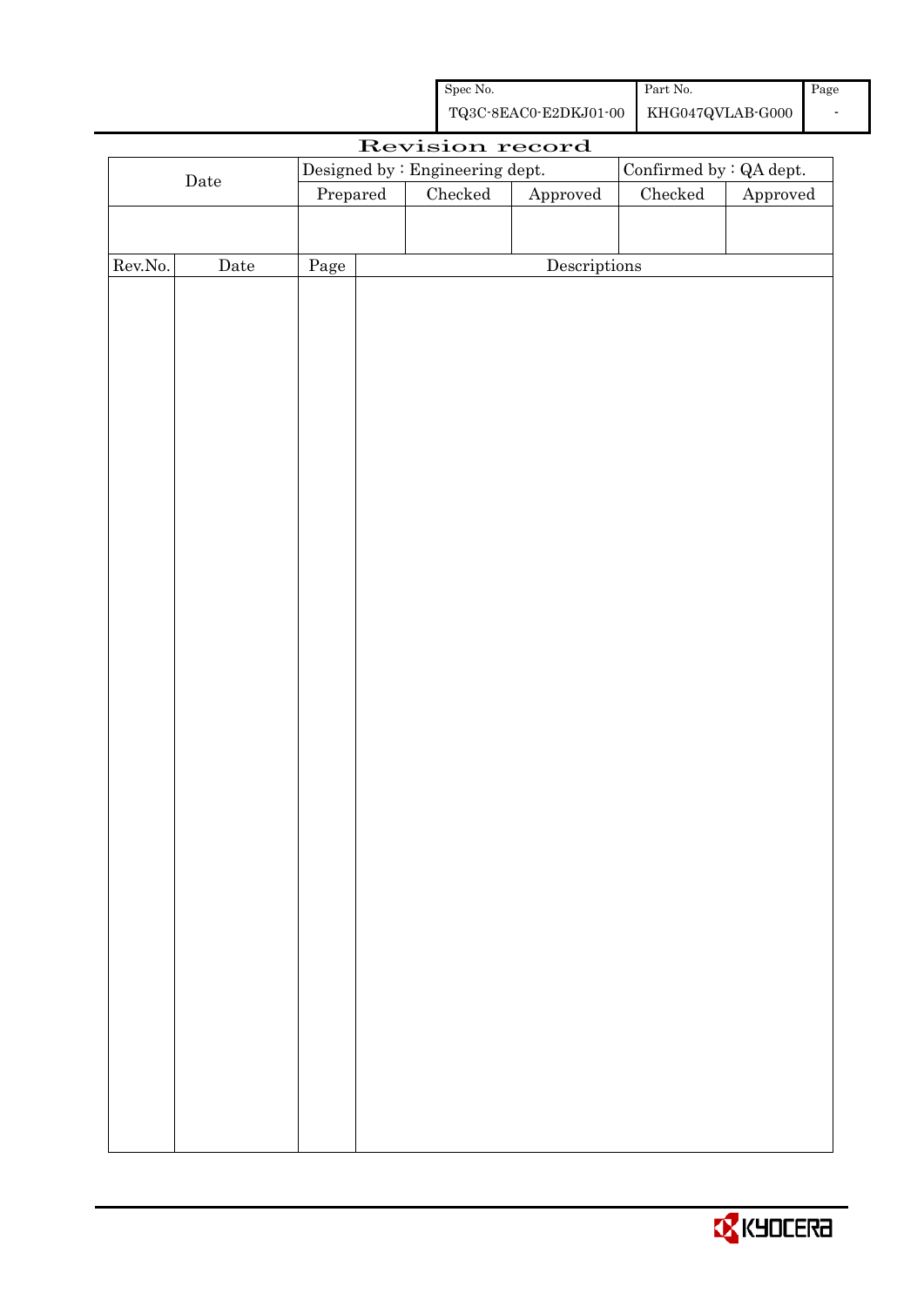| Spec No. | Part No. | Page |
|---|---|---|
| TQ3C-8EAC0-E2DKJ01-00 | KHG047QVLAB-G000 | - |

# Revision record

| Date | Designed by : Engineering dept. | | | Confirmed by : QA dept. | |
|---|---|---|---|---|---|
| | Prepared | Checked | Approved | Checked | Approved |
| | | | | | |

| Rev.No. | Date | Page | Descriptions |
|---|---|---|---|
| | | | |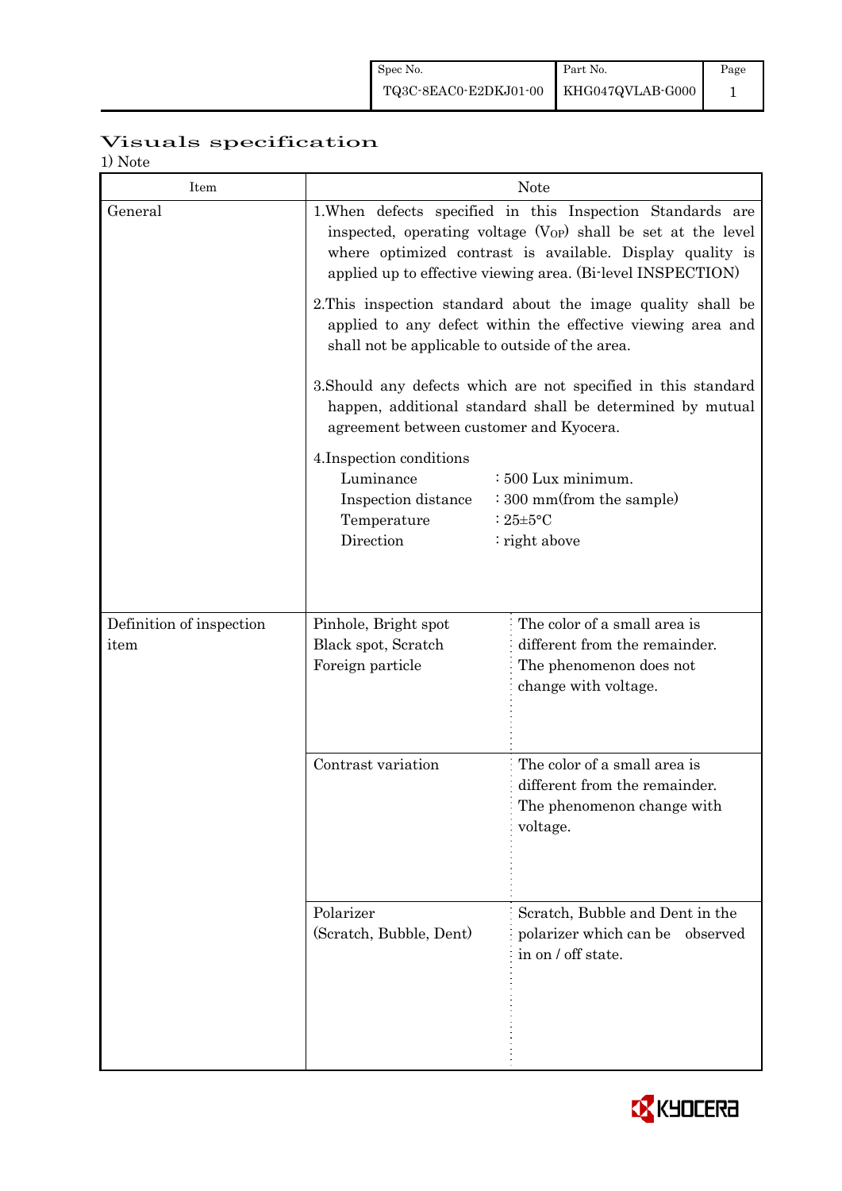# Visuals specification

1) Note

| Item | Note | |
|---|---|---|
| General | 1.When defects specified in this Inspection Standards are inspected, operating voltage ($V_{OP}$) shall be set at the level where optimized contrast is available. Display quality is applied up to effective viewing area. (Bi-level INSPECTION)<br><br>2.This inspection standard about the image quality shall be applied to any defect within the effective viewing area and shall not be applicable to outside of the area.<br><br>3.Should any defects which are not specified in this standard happen, additional standard shall be determined by mutual agreement between customer and Kyocera.<br><br>4.Inspection conditions<br>Luminance : 500 Lux minimum.<br>Inspection distance : 300 mm(from the sample)<br>Temperature : 25±5°C<br>Direction : right above | |
| Definition of inspection item | Pinhole, Bright spot<br>Black spot, Scratch<br>Foreign particle | The color of a small area is different from the remainder. The phenomenon does not change with voltage. |
| | Contrast variation | The color of a small area is different from the remainder. The phenomenon change with voltage. |
| | Polarizer<br>(Scratch, Bubble, Dent) | Scratch, Bubble and Dent in the polarizer which can be observed in on / off state. |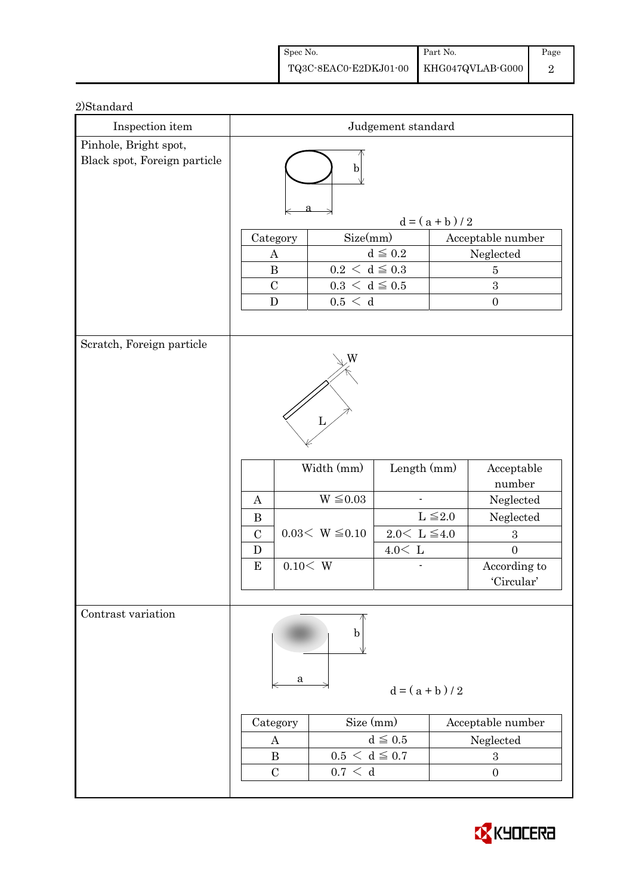2)Standard

| Inspection item | Judgement standard |
|---|---|
| Pinhole, Bright spot, Black spot, Foreign particle | $d = (a + b) / 2$ |

| Category | Size(mm) | Acceptable number |
|---|---|---|
| A | $d \leqq 0.2$ | Neglected |
| B | $0.2 < d \leqq 0.3$ | 5 |
| C | $0.3 < d \leqq 0.5$ | 3 |
| D | $0.5 < d$ | 0 |

**Scratch, Foreign particle**

| | Width (mm) | Length (mm) | Acceptable number |
|---|---|---|---|
| A | $W \leqq 0.03$ | - | Neglected |
| B | $0.03 < W \leqq 0.10$ | $L \leqq 2.0$ | Neglected |
| C | | $2.0 < L \leqq 4.0$ | 3 |
| D | | $4.0 < L$ | 0 |
| E | $0.10 < W$ | - | According to 'Circular' |

**Contrast variation**

$d = (a + b) / 2$

| Category | Size (mm) | Acceptable number |
|---|---|---|
| A | $d \leqq 0.5$ | Neglected |
| B | $0.5 < d \leqq 0.7$ | 3 |
| C | $0.7 < d$ | 0 |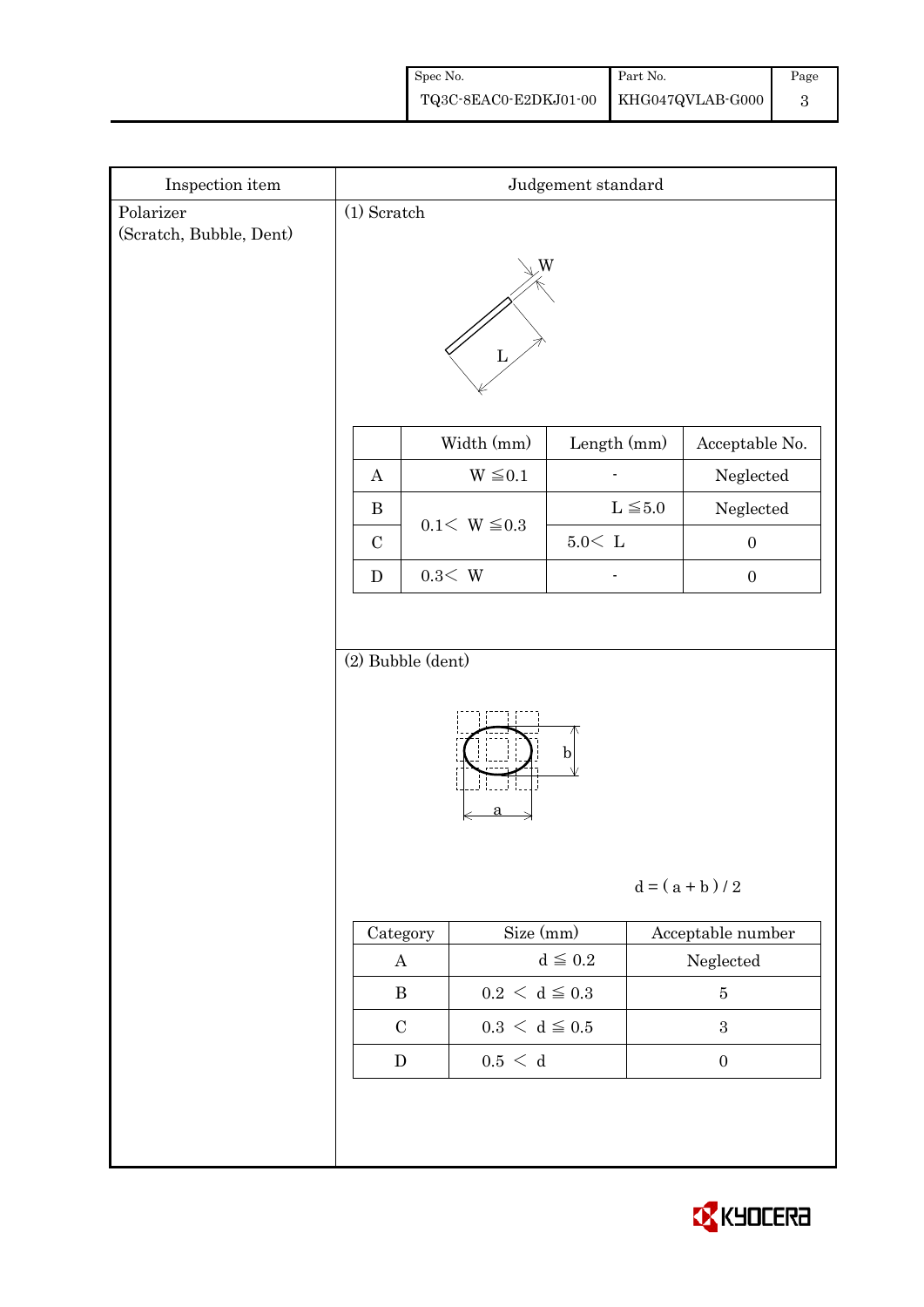| Inspection item | Judgement standard |
|---|---|
| Polarizer (Scratch, Bubble, Dent) | (1) Scratch |

W

L

| | Width (mm) | Length (mm) | Acceptable No. |
|---|---|---|---|
| A | W ≦0.1 | - | Neglected |
| B | 0.1< W ≦0.3 | L ≦5.0 | Neglected |
| C | | 5.0< L | 0 |
| D | 0.3< W | - | 0 |

(2) Bubble (dent)

b

a

d = ( a + b ) / 2

| Category | Size (mm) | Acceptable number |
|---|---|---|
| A | d ≦ 0.2 | Neglected |
| B | 0.2 < d ≦ 0.3 | 5 |
| C | 0.3 < d ≦ 0.5 | 3 |
| D | 0.5 < d | 0 |